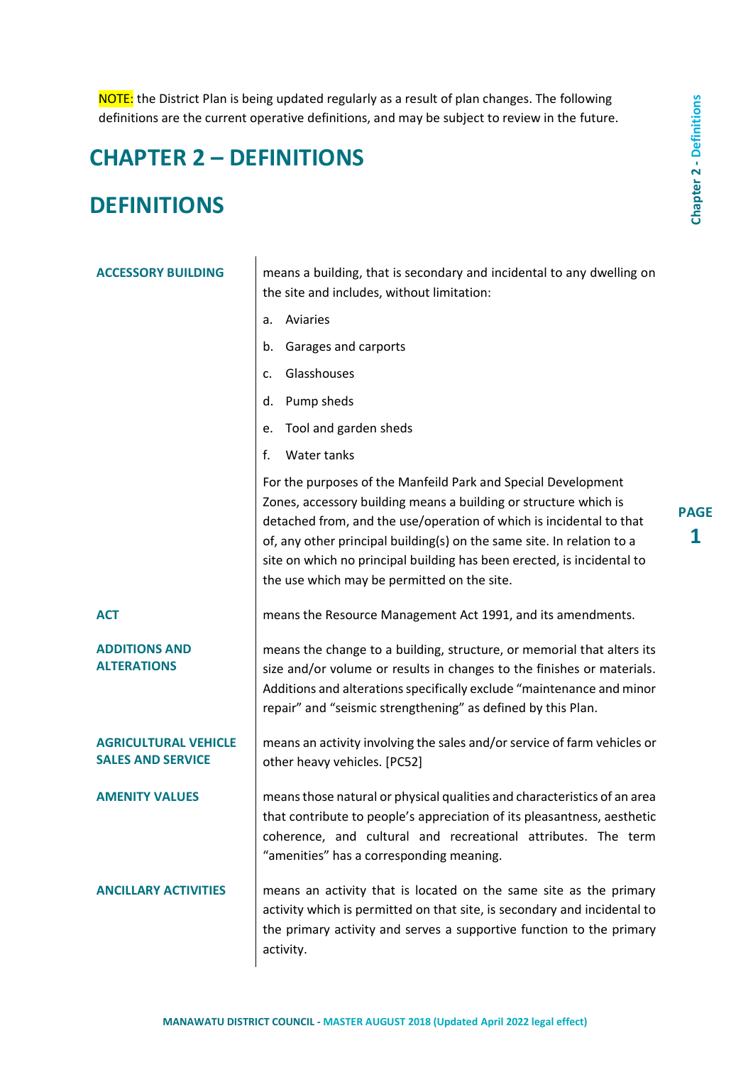NOTE: the District Plan is being updated regularly as a result of plan changes. The following definitions are the current operative definitions, and may be subject to review in the future.

# CHAPTER 2 – DEFINITIONS

# DEFINITIONS

**ACCESSORY BUILDING**

means a building, that is secondary and incidental to any dwelling on the site and includes, without limitation:

a. Aviaries
b. Garages and carports
c. Glasshouses
d. Pump sheds
e. Tool and garden sheds
f. Water tanks

For the purposes of the Manfeild Park and Special Development Zones, accessory building means a building or structure which is detached from, and the use/operation of which is incidental to that of, any other principal building(s) on the same site. In relation to a site on which no principal building has been erected, is incidental to the use which may be permitted on the site.

**ACT**

means the Resource Management Act 1991, and its amendments.

**ADDITIONS AND ALTERATIONS**

means the change to a building, structure, or memorial that alters its size and/or volume or results in changes to the finishes or materials. Additions and alterations specifically exclude “maintenance and minor repair” and “seismic strengthening” as defined by this Plan.

**AGRICULTURAL VEHICLE SALES AND SERVICE**

means an activity involving the sales and/or service of farm vehicles or other heavy vehicles. [PC52]

**AMENITY VALUES**

means those natural or physical qualities and characteristics of an area that contribute to people’s appreciation of its pleasantness, aesthetic coherence, and cultural and recreational attributes. The term “amenities” has a corresponding meaning.

**ANCILLARY ACTIVITIES**

means an activity that is located on the same site as the primary activity which is permitted on that site, is secondary and incidental to the primary activity and serves a supportive function to the primary activity.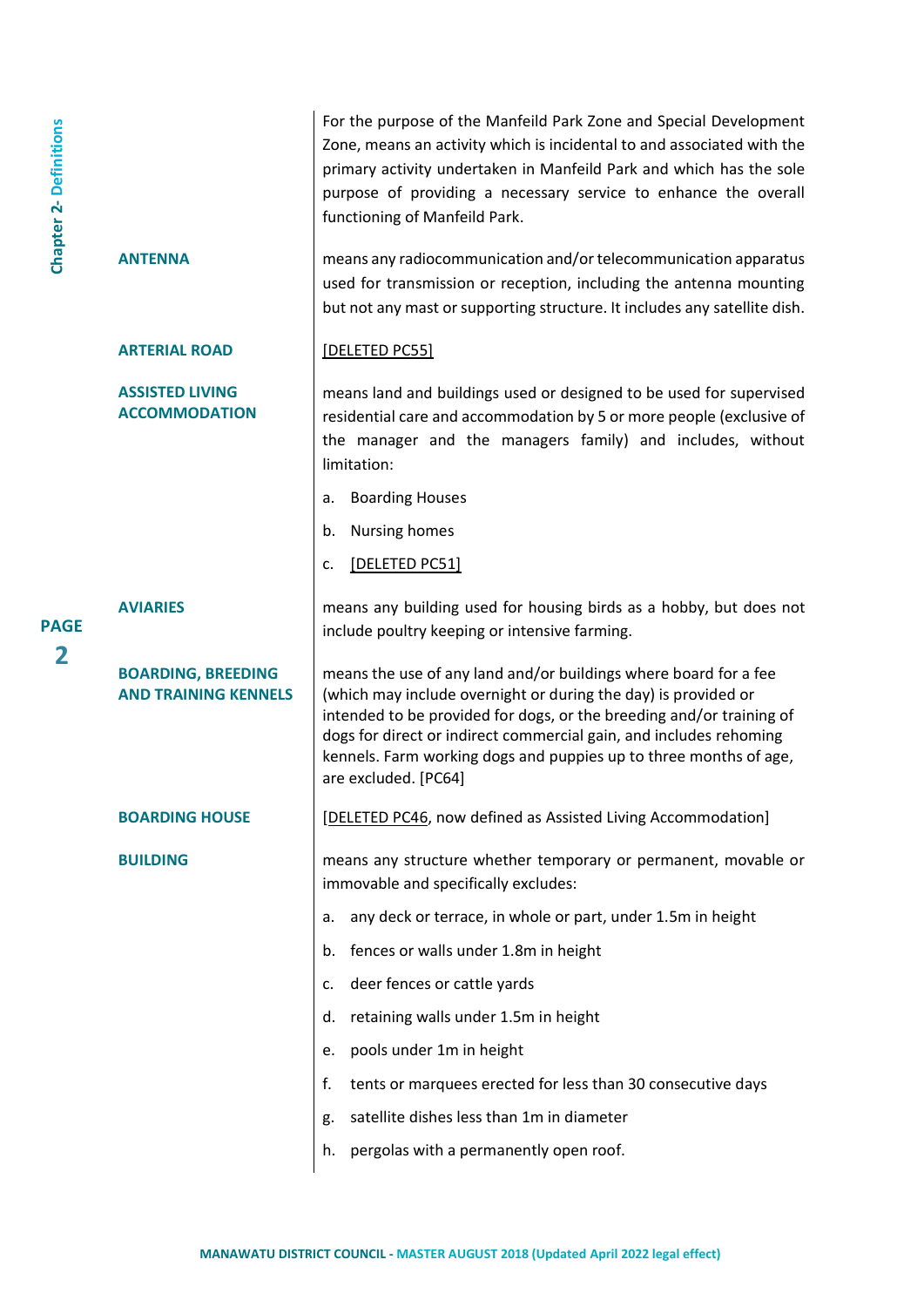For the purpose of the Manfeild Park Zone and Special Development Zone, means an activity which is incidental to and associated with the primary activity undertaken in Manfeild Park and which has the sole purpose of providing a necessary service to enhance the overall functioning of Manfeild Park.

**ANTENNA**

means any radiocommunication and/or telecommunication apparatus used for transmission or reception, including the antenna mounting but not any mast or supporting structure. It includes any satellite dish.

**ARTERIAL ROAD**

[DELETED PC55]

**ASSISTED LIVING ACCOMMODATION**

means land and buildings used or designed to be used for supervised residential care and accommodation by 5 or more people (exclusive of the manager and the managers family) and includes, without limitation:

a. Boarding Houses

b. Nursing homes

c. [DELETED PC51]

**AVIARIES**

means any building used for housing birds as a hobby, but does not include poultry keeping or intensive farming.

**BOARDING, BREEDING AND TRAINING KENNELS**

means the use of any land and/or buildings where board for a fee (which may include overnight or during the day) is provided or intended to be provided for dogs, or the breeding and/or training of dogs for direct or indirect commercial gain, and includes rehoming kennels. Farm working dogs and puppies up to three months of age, are excluded. [PC64]

**BOARDING HOUSE**

[DELETED PC46, now defined as Assisted Living Accommodation]

**BUILDING**

means any structure whether temporary or permanent, movable or immovable and specifically excludes:

a. any deck or terrace, in whole or part, under 1.5m in height

b. fences or walls under 1.8m in height

c. deer fences or cattle yards

d. retaining walls under 1.5m in height

e. pools under 1m in height

f. tents or marquees erected for less than 30 consecutive days

g. satellite dishes less than 1m in diameter

h. pergolas with a permanently open roof.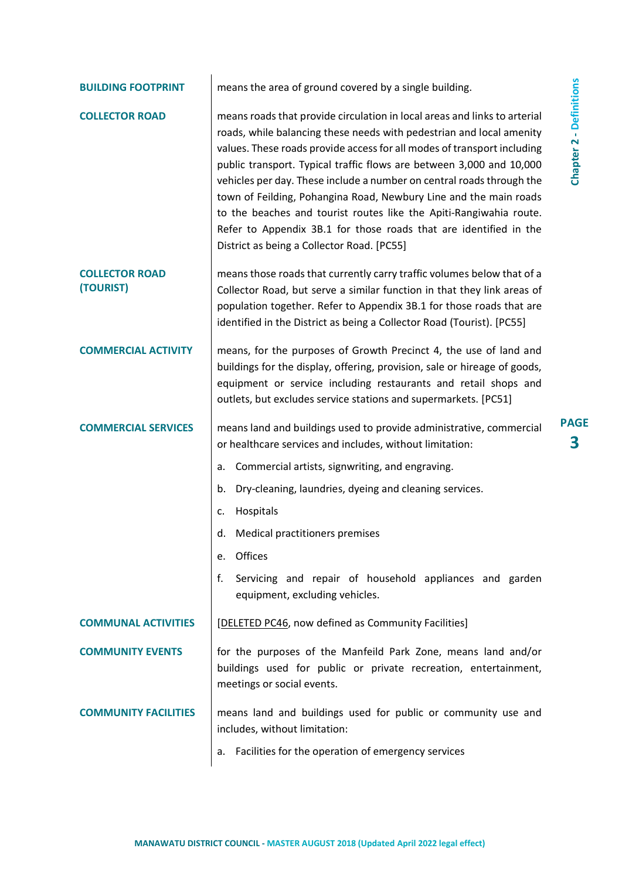**BUILDING FOOTPRINT**

means the area of ground covered by a single building.

**COLLECTOR ROAD**

means roads that provide circulation in local areas and links to arterial roads, while balancing these needs with pedestrian and local amenity values. These roads provide access for all modes of transport including public transport. Typical traffic flows are between 3,000 and 10,000 vehicles per day. These include a number on central roads through the town of Feilding, Pohangina Road, Newbury Line and the main roads to the beaches and tourist routes like the Apiti-Rangiwahia route. Refer to Appendix 3B.1 for those roads that are identified in the District as being a Collector Road. [PC55]

**COLLECTOR ROAD (TOURIST)**

means those roads that currently carry traffic volumes below that of a Collector Road, but serve a similar function in that they link areas of population together. Refer to Appendix 3B.1 for those roads that are identified in the District as being a Collector Road (Tourist). [PC55]

**COMMERCIAL ACTIVITY**

means, for the purposes of Growth Precinct 4, the use of land and buildings for the display, offering, provision, sale or hireage of goods, equipment or service including restaurants and retail shops and outlets, but excludes service stations and supermarkets. [PC51]

**COMMERCIAL SERVICES**

means land and buildings used to provide administrative, commercial or healthcare services and includes, without limitation:

a. Commercial artists, signwriting, and engraving.
b. Dry-cleaning, laundries, dyeing and cleaning services.
c. Hospitals
d. Medical practitioners premises
e. Offices
f. Servicing and repair of household appliances and garden equipment, excluding vehicles.

**COMMUNAL ACTIVITIES**

[DELETED PC46, now defined as Community Facilities]

**COMMUNITY EVENTS**

for the purposes of the Manfeild Park Zone, means land and/or buildings used for public or private recreation, entertainment, meetings or social events.

**COMMUNITY FACILITIES**

means land and buildings used for public or community use and includes, without limitation:

a. Facilities for the operation of emergency services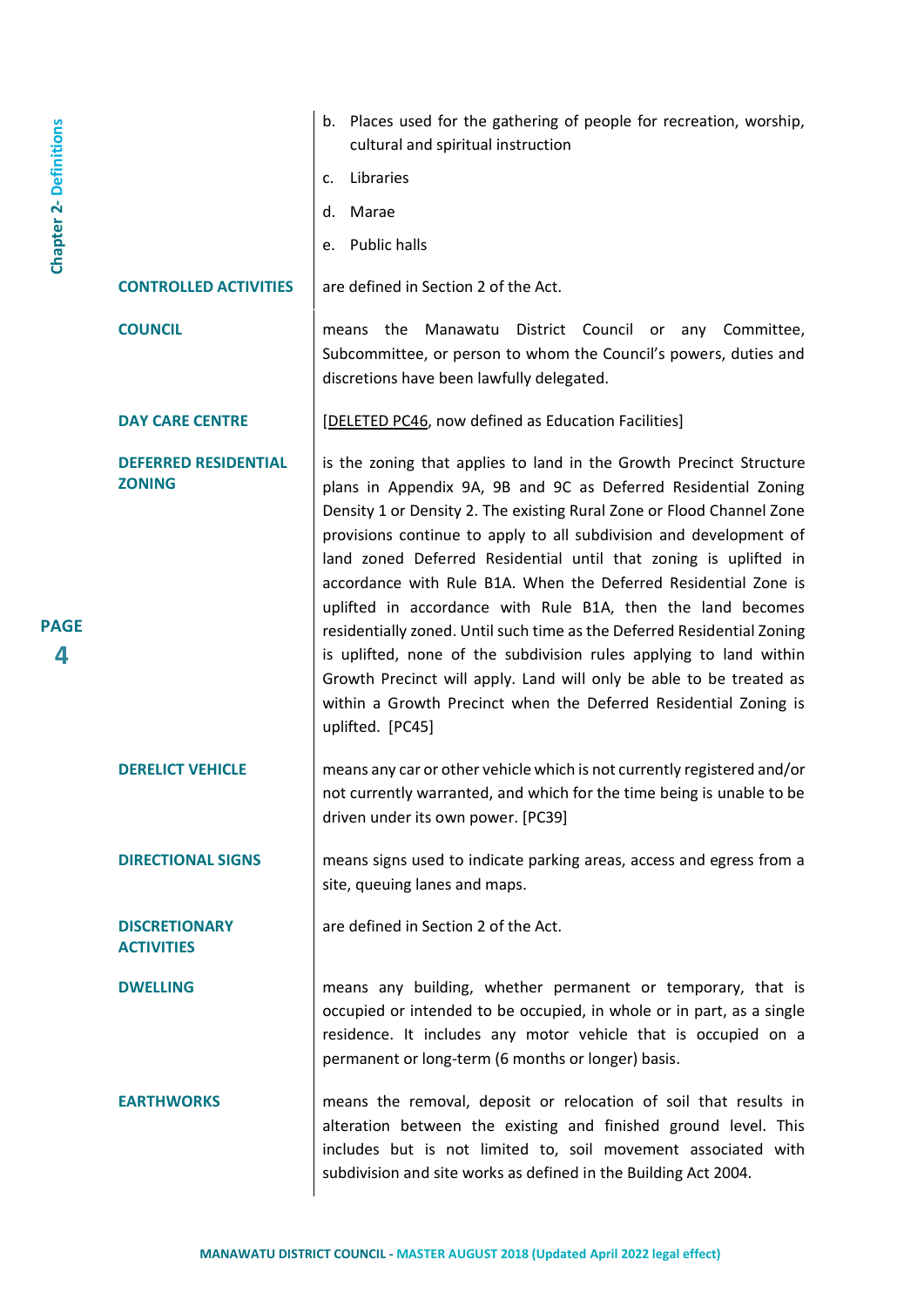| | |
|---|---|
| | b. Places used for the gathering of people for recreation, worship, cultural and spiritual instruction<br>c. Libraries<br>d. Marae<br>e. Public halls |
| **CONTROLLED ACTIVITIES** | are defined in Section 2 of the Act. |
| **COUNCIL** | means the Manawatu District Council or any Committee, Subcommittee, or person to whom the Council's powers, duties and discretions have been lawfully delegated. |
| **DAY CARE CENTRE** | [DELETED PC46, now defined as Education Facilities] |
| **DEFERRED RESIDENTIAL ZONING** | is the zoning that applies to land in the Growth Precinct Structure plans in Appendix 9A, 9B and 9C as Deferred Residential Zoning Density 1 or Density 2. The existing Rural Zone or Flood Channel Zone provisions continue to apply to all subdivision and development of land zoned Deferred Residential until that zoning is uplifted in accordance with Rule B1A. When the Deferred Residential Zone is uplifted in accordance with Rule B1A, then the land becomes residentially zoned. Until such time as the Deferred Residential Zoning is uplifted, none of the subdivision rules applying to land within Growth Precinct will apply. Land will only be able to be treated as within a Growth Precinct when the Deferred Residential Zoning is uplifted. [PC45] |
| **DERELICT VEHICLE** | means any car or other vehicle which is not currently registered and/or not currently warranted, and which for the time being is unable to be driven under its own power. [PC39] |
| **DIRECTIONAL SIGNS** | means signs used to indicate parking areas, access and egress from a site, queuing lanes and maps. |
| **DISCRETIONARY ACTIVITIES** | are defined in Section 2 of the Act. |
| **DWELLING** | means any building, whether permanent or temporary, that is occupied or intended to be occupied, in whole or in part, as a single residence. It includes any motor vehicle that is occupied on a permanent or long-term (6 months or longer) basis. |
| **EARTHWORKS** | means the removal, deposit or relocation of soil that results in alteration between the existing and finished ground level. This includes but is not limited to, soil movement associated with subdivision and site works as defined in the Building Act 2004. |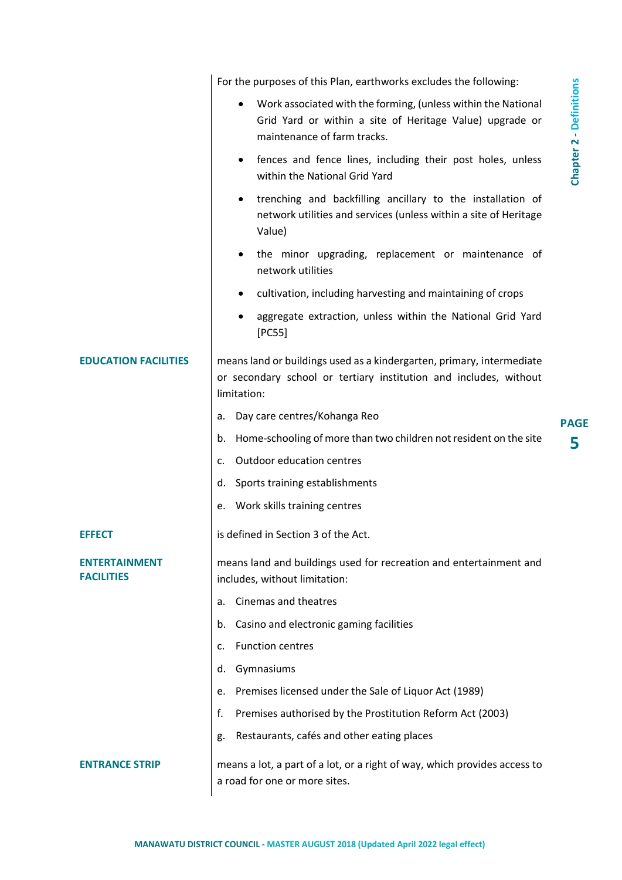For the purposes of this Plan, earthworks excludes the following:

- Work associated with the forming, (unless within the National Grid Yard or within a site of Heritage Value) upgrade or maintenance of farm tracks.
- fences and fence lines, including their post holes, unless within the National Grid Yard
- trenching and backfilling ancillary to the installation of network utilities and services (unless within a site of Heritage Value)
- the minor upgrading, replacement or maintenance of network utilities
- cultivation, including harvesting and maintaining of crops
- aggregate extraction, unless within the National Grid Yard [PC55]

**EDUCATION FACILITIES**

means land or buildings used as a kindergarten, primary, intermediate or secondary school or tertiary institution and includes, without limitation:

a. Day care centres/Kohanga Reo
b. Home-schooling of more than two children not resident on the site
c. Outdoor education centres
d. Sports training establishments
e. Work skills training centres

**EFFECT**

is defined in Section 3 of the Act.

**ENTERTAINMENT FACILITIES**

means land and buildings used for recreation and entertainment and includes, without limitation:

a. Cinemas and theatres
b. Casino and electronic gaming facilities
c. Function centres
d. Gymnasiums
e. Premises licensed under the Sale of Liquor Act (1989)
f. Premises authorised by the Prostitution Reform Act (2003)
g. Restaurants, cafés and other eating places

**ENTRANCE STRIP**

means a lot, a part of a lot, or a right of way, which provides access to a road for one or more sites.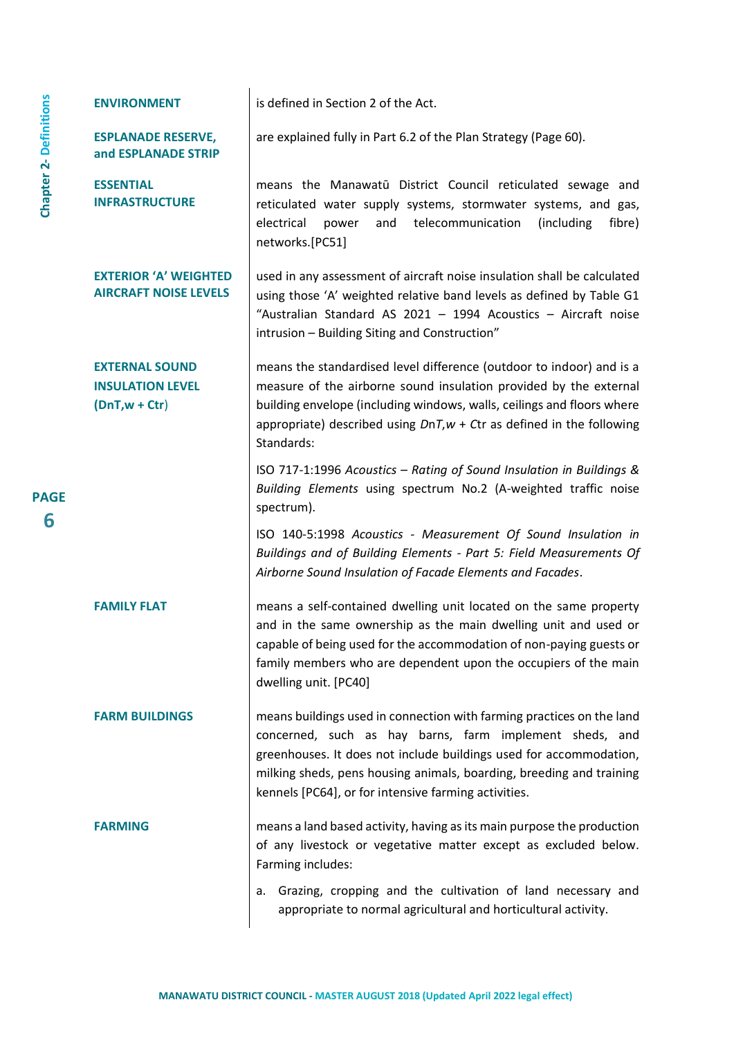**ENVIRONMENT** is defined in Section 2 of the Act.

**ESPLANADE RESERVE, and ESPLANADE STRIP** are explained fully in Part 6.2 of the Plan Strategy (Page 60).

**ESSENTIAL INFRASTRUCTURE** means the Manawatū District Council reticulated sewage and reticulated water supply systems, stormwater systems, and gas, electrical power and telecommunication (including fibre) networks.[PC51]

**EXTERIOR 'A' WEIGHTED AIRCRAFT NOISE LEVELS** used in any assessment of aircraft noise insulation shall be calculated using those 'A' weighted relative band levels as defined by Table G1 "Australian Standard AS 2021 – 1994 Acoustics – Aircraft noise intrusion – Building Siting and Construction"

**EXTERNAL SOUND INSULATION LEVEL (DnT,w + Ctr)** means the standardised level difference (outdoor to indoor) and is a measure of the airborne sound insulation provided by the external building envelope (including windows, walls, ceilings and floors where appropriate) described using $D_{nT,w} + C_{tr}$ as defined in the following Standards:

ISO 717-1:1996 *Acoustics – Rating of Sound Insulation in Buildings & Building Elements* using spectrum No.2 (A-weighted traffic noise spectrum).

ISO 140-5:1998 *Acoustics - Measurement Of Sound Insulation in Buildings and of Building Elements - Part 5: Field Measurements Of Airborne Sound Insulation of Facade Elements and Facades*.

**FAMILY FLAT** means a self-contained dwelling unit located on the same property and in the same ownership as the main dwelling unit and used or capable of being used for the accommodation of non-paying guests or family members who are dependent upon the occupiers of the main dwelling unit. [PC40]

**FARM BUILDINGS** means buildings used in connection with farming practices on the land concerned, such as hay barns, farm implement sheds, and greenhouses. It does not include buildings used for accommodation, milking sheds, pens housing animals, boarding, breeding and training kennels [PC64], or for intensive farming activities.

**FARMING** means a land based activity, having as its main purpose the production of any livestock or vegetative matter except as excluded below. Farming includes:

a. Grazing, cropping and the cultivation of land necessary and appropriate to normal agricultural and horticultural activity.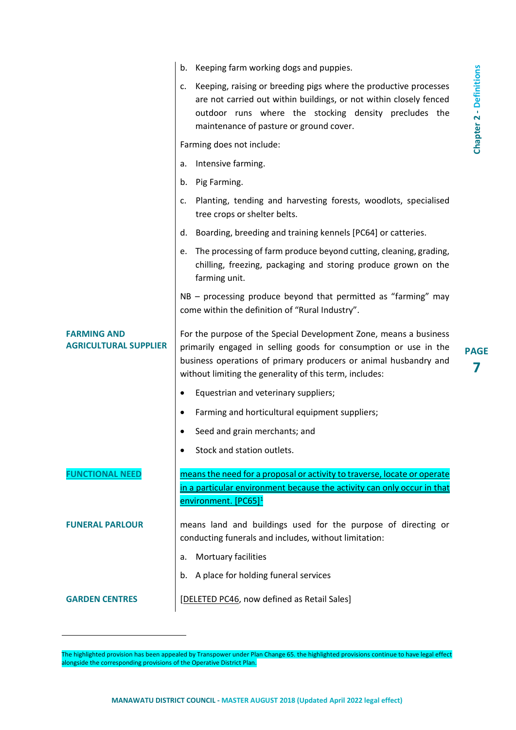b. Keeping farm working dogs and puppies.

c. Keeping, raising or breeding pigs where the productive processes are not carried out within buildings, or not within closely fenced outdoor runs where the stocking density precludes the maintenance of pasture or ground cover.

Farming does not include:

a. Intensive farming.

b. Pig Farming.

c. Planting, tending and harvesting forests, woodlots, specialised tree crops or shelter belts.

d. Boarding, breeding and training kennels [PC64] or catteries.

e. The processing of farm produce beyond cutting, cleaning, grading, chilling, freezing, packaging and storing produce grown on the farming unit.

NB – processing produce beyond that permitted as "farming" may come within the definition of "Rural Industry".

**FARMING AND AGRICULTURAL SUPPLIER**

For the purpose of the Special Development Zone, means a business primarily engaged in selling goods for consumption or use in the business operations of primary producers or animal husbandry and without limiting the generality of this term, includes:

- Equestrian and veterinary suppliers;
- Farming and horticultural equipment suppliers;
- Seed and grain merchants; and
- Stock and station outlets.

**FUNCTIONAL NEED**

means the need for a proposal or activity to traverse, locate or operate in a particular environment because the activity can only occur in that environment. [PC65][1]

**FUNERAL PARLOUR**

means land and buildings used for the purpose of directing or conducting funerals and includes, without limitation:

a. Mortuary facilities

b. A place for holding funeral services

**GARDEN CENTRES**

[DELETED PC46, now defined as Retail Sales]

---

[1] The highlighted provision has been appealed by Transpower under Plan Change 65. the highlighted provisions continue to have legal effect alongside the corresponding provisions of the Operative District Plan.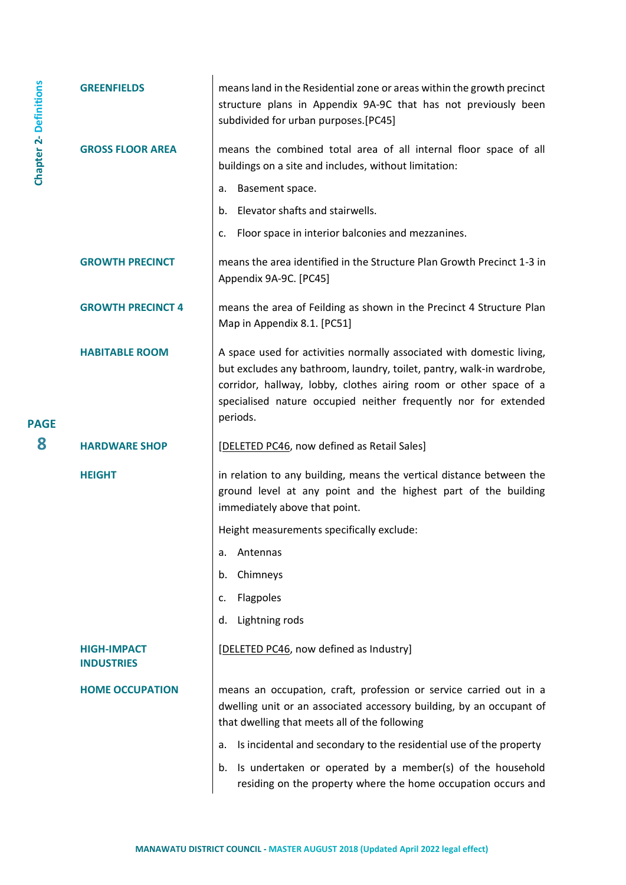**GREENFIELDS**

means land in the Residential zone or areas within the growth precinct structure plans in Appendix 9A-9C that has not previously been subdivided for urban purposes.[PC45]

**GROSS FLOOR AREA**

means the combined total area of all internal floor space of all buildings on a site and includes, without limitation:

a. Basement space.

b. Elevator shafts and stairwells.

c. Floor space in interior balconies and mezzanines.

**GROWTH PRECINCT**

means the area identified in the Structure Plan Growth Precinct 1-3 in Appendix 9A-9C. [PC45]

**GROWTH PRECINCT 4**

means the area of Feilding as shown in the Precinct 4 Structure Plan Map in Appendix 8.1. [PC51]

**HABITABLE ROOM**

A space used for activities normally associated with domestic living, but excludes any bathroom, laundry, toilet, pantry, walk-in wardrobe, corridor, hallway, lobby, clothes airing room or other space of a specialised nature occupied neither frequently nor for extended periods.

**HARDWARE SHOP**

[DELETED PC46, now defined as Retail Sales]

**HEIGHT**

in relation to any building, means the vertical distance between the ground level at any point and the highest part of the building immediately above that point.

Height measurements specifically exclude:

a. Antennas

b. Chimneys

c. Flagpoles

d. Lightning rods

**HIGH-IMPACT INDUSTRIES**

[DELETED PC46, now defined as Industry]

**HOME OCCUPATION**

means an occupation, craft, profession or service carried out in a dwelling unit or an associated accessory building, by an occupant of that dwelling that meets all of the following

a. Is incidental and secondary to the residential use of the property

b. Is undertaken or operated by a member(s) of the household residing on the property where the home occupation occurs and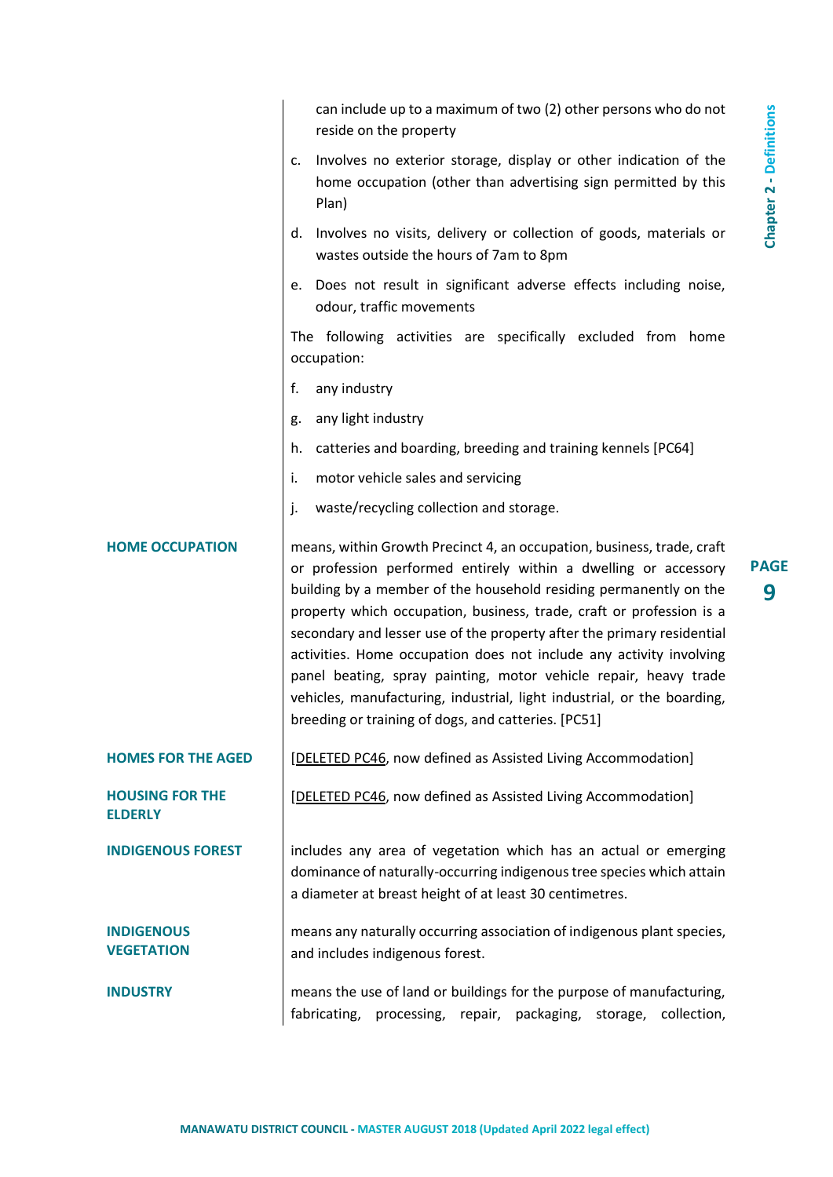can include up to a maximum of two (2) other persons who do not reside on the property

c. Involves no exterior storage, display or other indication of the home occupation (other than advertising sign permitted by this Plan)

d. Involves no visits, delivery or collection of goods, materials or wastes outside the hours of 7am to 8pm

e. Does not result in significant adverse effects including noise, odour, traffic movements

The following activities are specifically excluded from home occupation:

f. any industry

g. any light industry

h. catteries and boarding, breeding and training kennels [PC64]

i. motor vehicle sales and servicing

j. waste/recycling collection and storage.

**HOME OCCUPATION**

means, within Growth Precinct 4, an occupation, business, trade, craft or profession performed entirely within a dwelling or accessory building by a member of the household residing permanently on the property which occupation, business, trade, craft or profession is a secondary and lesser use of the property after the primary residential activities. Home occupation does not include any activity involving panel beating, spray painting, motor vehicle repair, heavy trade vehicles, manufacturing, industrial, light industrial, or the boarding, breeding or training of dogs, and catteries. [PC51]

**HOMES FOR THE AGED**

[DELETED PC46, now defined as Assisted Living Accommodation]

**HOUSING FOR THE ELDERLY**

[DELETED PC46, now defined as Assisted Living Accommodation]

**INDIGENOUS FOREST**

includes any area of vegetation which has an actual or emerging dominance of naturally-occurring indigenous tree species which attain a diameter at breast height of at least 30 centimetres.

**INDIGENOUS VEGETATION**

means any naturally occurring association of indigenous plant species, and includes indigenous forest.

**INDUSTRY**

means the use of land or buildings for the purpose of manufacturing, fabricating, processing, repair, packaging, storage, collection,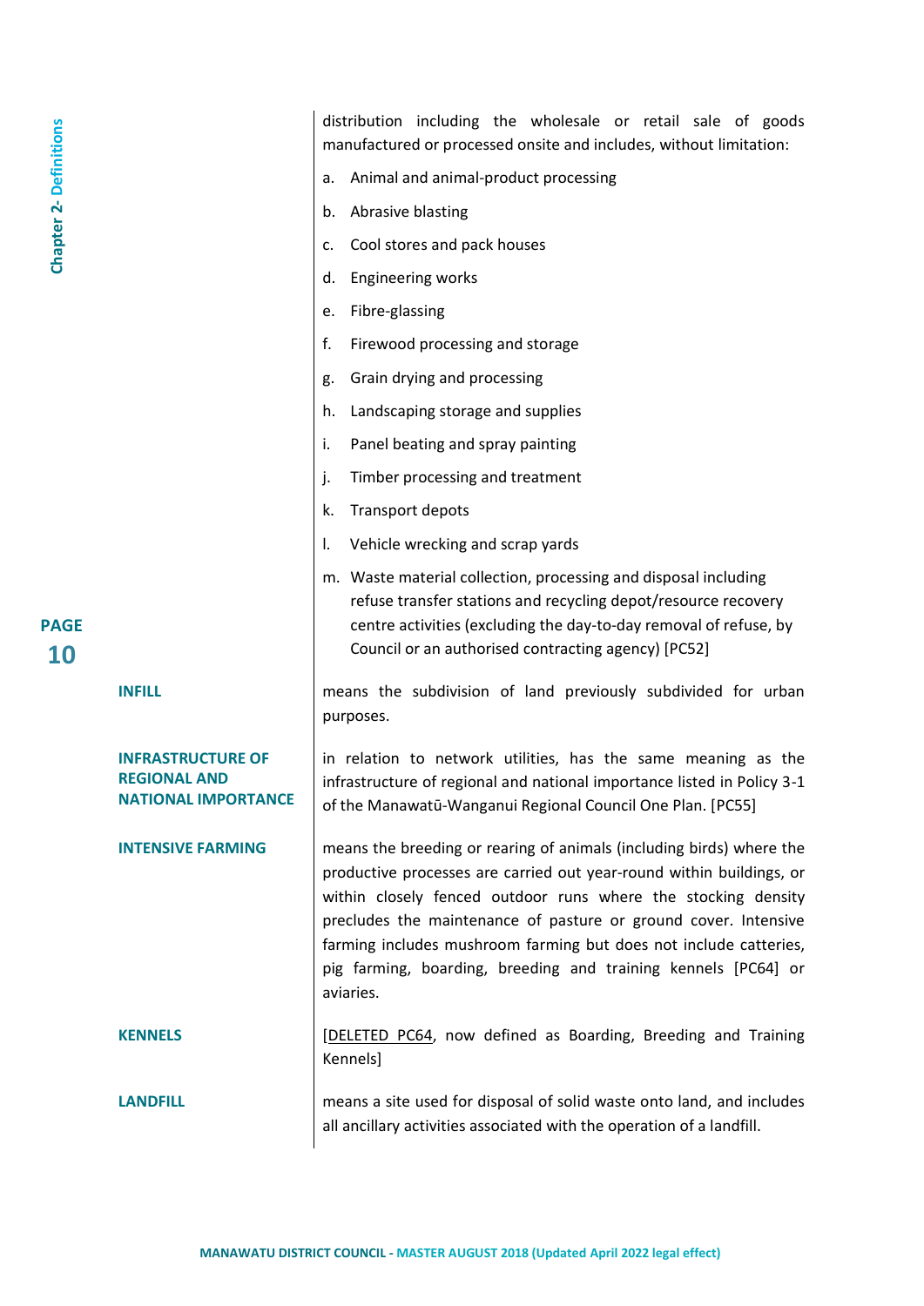distribution including the wholesale or retail sale of goods manufactured or processed onsite and includes, without limitation:

a. Animal and animal-product processing
b. Abrasive blasting
c. Cool stores and pack houses
d. Engineering works
e. Fibre-glassing
f. Firewood processing and storage
g. Grain drying and processing
h. Landscaping storage and supplies
i. Panel beating and spray painting
j. Timber processing and treatment
k. Transport depots
l. Vehicle wrecking and scrap yards
m. Waste material collection, processing and disposal including refuse transfer stations and recycling depot/resource recovery centre activities (excluding the day-to-day removal of refuse, by Council or an authorised contracting agency) [PC52]

**INFILL**

means the subdivision of land previously subdivided for urban purposes.

**INFRASTRUCTURE OF REGIONAL AND NATIONAL IMPORTANCE**

in relation to network utilities, has the same meaning as the infrastructure of regional and national importance listed in Policy 3-1 of the Manawatū-Wanganui Regional Council One Plan. [PC55]

**INTENSIVE FARMING**

means the breeding or rearing of animals (including birds) where the productive processes are carried out year-round within buildings, or within closely fenced outdoor runs where the stocking density precludes the maintenance of pasture or ground cover. Intensive farming includes mushroom farming but does not include catteries, pig farming, boarding, breeding and training kennels [PC64] or aviaries.

**KENNELS**

[DELETED PC64, now defined as Boarding, Breeding and Training Kennels]

**LANDFILL**

means a site used for disposal of solid waste onto land, and includes all ancillary activities associated with the operation of a landfill.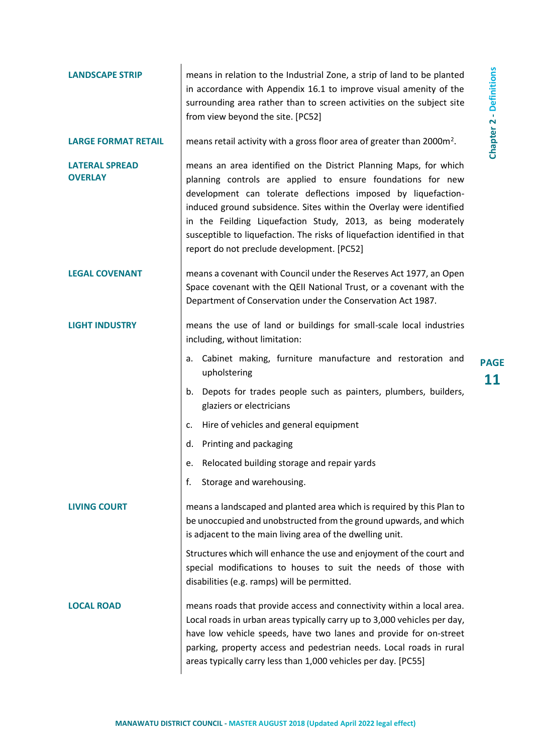**LANDSCAPE STRIP** means in relation to the Industrial Zone, a strip of land to be planted in accordance with Appendix 16.1 to improve visual amenity of the surrounding area rather than to screen activities on the subject site from view beyond the site. [PC52]

**LARGE FORMAT RETAIL** means retail activity with a gross floor area of greater than $2000m^2$.

**LATERAL SPREAD OVERLAY** means an area identified on the District Planning Maps, for which planning controls are applied to ensure foundations for new development can tolerate deflections imposed by liquefaction-induced ground subsidence. Sites within the Overlay were identified in the Feilding Liquefaction Study, 2013, as being moderately susceptible to liquefaction. The risks of liquefaction identified in that report do not preclude development. [PC52]

**LEGAL COVENANT** means a covenant with Council under the Reserves Act 1977, an Open Space covenant with the QEII National Trust, or a covenant with the Department of Conservation under the Conservation Act 1987.

**LIGHT INDUSTRY** means the use of land or buildings for small-scale local industries including, without limitation:

a. Cabinet making, furniture manufacture and restoration and upholstering
b. Depots for trades people such as painters, plumbers, builders, glaziers or electricians
c. Hire of vehicles and general equipment
d. Printing and packaging
e. Relocated building storage and repair yards
f. Storage and warehousing.

**LIVING COURT** means a landscaped and planted area which is required by this Plan to be unoccupied and unobstructed from the ground upwards, and which is adjacent to the main living area of the dwelling unit.

Structures which will enhance the use and enjoyment of the court and special modifications to houses to suit the needs of those with disabilities (e.g. ramps) will be permitted.

**LOCAL ROAD** means roads that provide access and connectivity within a local area. Local roads in urban areas typically carry up to 3,000 vehicles per day, have low vehicle speeds, have two lanes and provide for on-street parking, property access and pedestrian needs. Local roads in rural areas typically carry less than 1,000 vehicles per day. [PC55]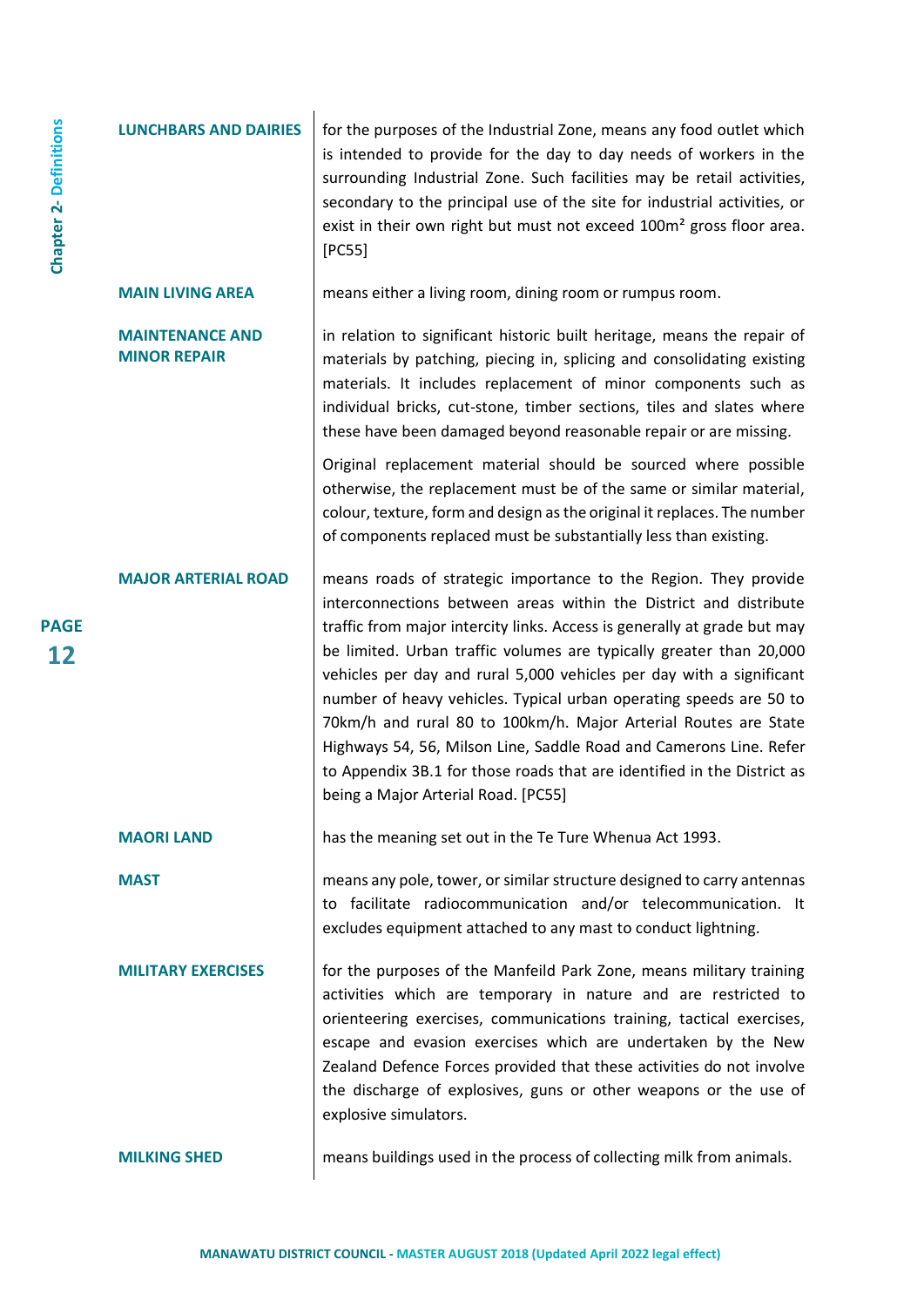**LUNCHBARS AND DAIRIES** for the purposes of the Industrial Zone, means any food outlet which is intended to provide for the day to day needs of workers in the surrounding Industrial Zone. Such facilities may be retail activities, secondary to the principal use of the site for industrial activities, or exist in their own right but must not exceed 100m² gross floor area. [PC55]

**MAIN LIVING AREA** means either a living room, dining room or rumpus room.

**MAINTENANCE AND MINOR REPAIR** in relation to significant historic built heritage, means the repair of materials by patching, piecing in, splicing and consolidating existing materials. It includes replacement of minor components such as individual bricks, cut-stone, timber sections, tiles and slates where these have been damaged beyond reasonable repair or are missing.

Original replacement material should be sourced where possible otherwise, the replacement must be of the same or similar material, colour, texture, form and design as the original it replaces. The number of components replaced must be substantially less than existing.

**MAJOR ARTERIAL ROAD** means roads of strategic importance to the Region. They provide interconnections between areas within the District and distribute traffic from major intercity links. Access is generally at grade but may be limited. Urban traffic volumes are typically greater than 20,000 vehicles per day and rural 5,000 vehicles per day with a significant number of heavy vehicles. Typical urban operating speeds are 50 to 70km/h and rural 80 to 100km/h. Major Arterial Routes are State Highways 54, 56, Milson Line, Saddle Road and Camerons Line. Refer to Appendix 3B.1 for those roads that are identified in the District as being a Major Arterial Road. [PC55]

**MAORI LAND** has the meaning set out in the Te Ture Whenua Act 1993.

**MAST** means any pole, tower, or similar structure designed to carry antennas to facilitate radiocommunication and/or telecommunication. It excludes equipment attached to any mast to conduct lightning.

**MILITARY EXERCISES** for the purposes of the Manfeild Park Zone, means military training activities which are temporary in nature and are restricted to orienteering exercises, communications training, tactical exercises, escape and evasion exercises which are undertaken by the New Zealand Defence Forces provided that these activities do not involve the discharge of explosives, guns or other weapons or the use of explosive simulators.

**MILKING SHED** means buildings used in the process of collecting milk from animals.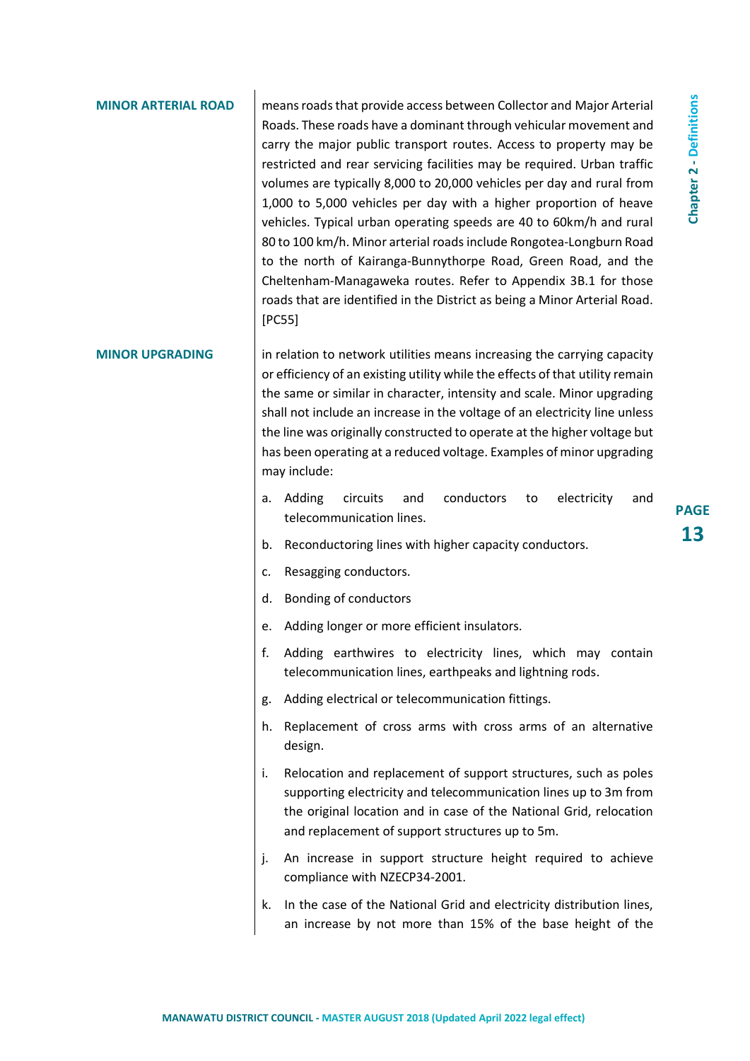**MINOR ARTERIAL ROAD**

means roads that provide access between Collector and Major Arterial Roads. These roads have a dominant through vehicular movement and carry the major public transport routes. Access to property may be restricted and rear servicing facilities may be required. Urban traffic volumes are typically 8,000 to 20,000 vehicles per day and rural from 1,000 to 5,000 vehicles per day with a higher proportion of heave vehicles. Typical urban operating speeds are 40 to 60km/h and rural 80 to 100 km/h. Minor arterial roads include Rongotea-Longburn Road to the north of Kairanga-Bunnythorpe Road, Green Road, and the Cheltenham-Managaweka routes. Refer to Appendix 3B.1 for those roads that are identified in the District as being a Minor Arterial Road. [PC55]

**MINOR UPGRADING**

in relation to network utilities means increasing the carrying capacity or efficiency of an existing utility while the effects of that utility remain the same or similar in character, intensity and scale. Minor upgrading shall not include an increase in the voltage of an electricity line unless the line was originally constructed to operate at the higher voltage but has been operating at a reduced voltage. Examples of minor upgrading may include:

a. Adding circuits and conductors to electricity and telecommunication lines.

b. Reconductoring lines with higher capacity conductors.

c. Resagging conductors.

d. Bonding of conductors

e. Adding longer or more efficient insulators.

f. Adding earthwires to electricity lines, which may contain telecommunication lines, earthpeaks and lightning rods.

g. Adding electrical or telecommunication fittings.

h. Replacement of cross arms with cross arms of an alternative design.

i. Relocation and replacement of support structures, such as poles supporting electricity and telecommunication lines up to 3m from the original location and in case of the National Grid, relocation and replacement of support structures up to 5m.

j. An increase in support structure height required to achieve compliance with NZECP34-2001.

k. In the case of the National Grid and electricity distribution lines, an increase by not more than 15% of the base height of the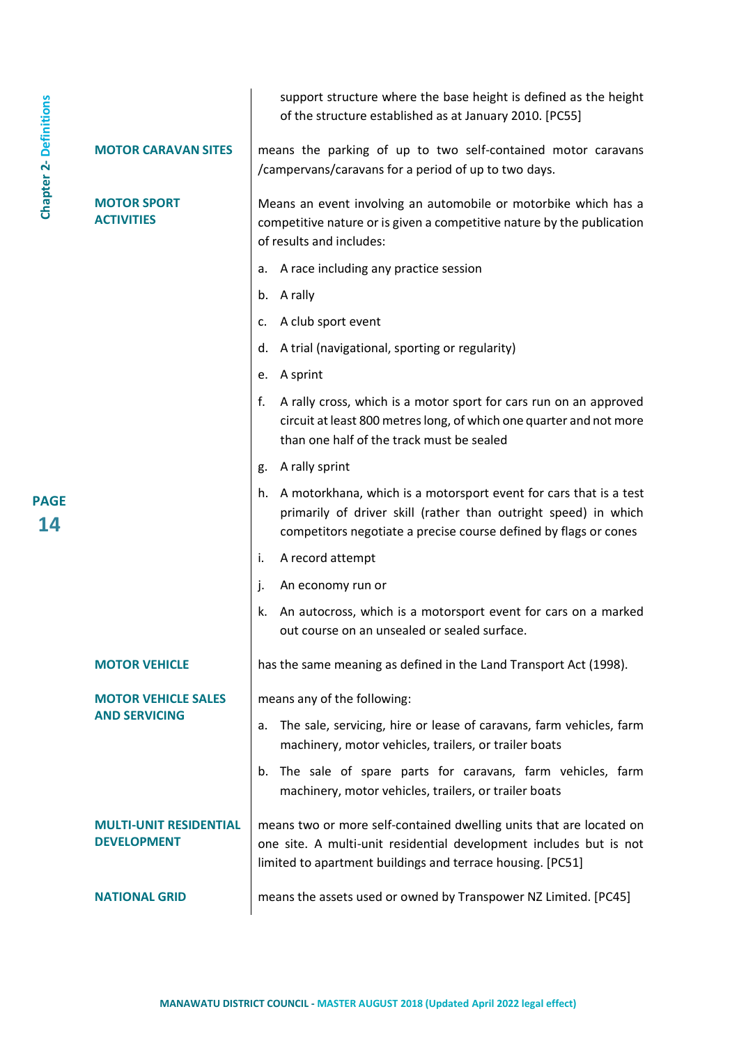support structure where the base height is defined as the height of the structure established as at January 2010. [PC55]

**MOTOR CARAVAN SITES**

means the parking of up to two self-contained motor caravans /campervans/caravans for a period of up to two days.

**MOTOR SPORT ACTIVITIES**

Means an event involving an automobile or motorbike which has a competitive nature or is given a competitive nature by the publication of results and includes:

a. A race including any practice session
b. A rally
c. A club sport event
d. A trial (navigational, sporting or regularity)
e. A sprint
f. A rally cross, which is a motor sport for cars run on an approved circuit at least 800 metres long, of which one quarter and not more than one half of the track must be sealed
g. A rally sprint
h. A motorkhana, which is a motorsport event for cars that is a test primarily of driver skill (rather than outright speed) in which competitors negotiate a precise course defined by flags or cones
i. A record attempt
j. An economy run or
k. An autocross, which is a motorsport event for cars on a marked out course on an unsealed or sealed surface.

**MOTOR VEHICLE**

has the same meaning as defined in the Land Transport Act (1998).

**MOTOR VEHICLE SALES AND SERVICING**

means any of the following:

a. The sale, servicing, hire or lease of caravans, farm vehicles, farm machinery, motor vehicles, trailers, or trailer boats
b. The sale of spare parts for caravans, farm vehicles, farm machinery, motor vehicles, trailers, or trailer boats

**MULTI-UNIT RESIDENTIAL DEVELOPMENT**

means two or more self-contained dwelling units that are located on one site. A multi-unit residential development includes but is not limited to apartment buildings and terrace housing. [PC51]

**NATIONAL GRID**

means the assets used or owned by Transpower NZ Limited. [PC45]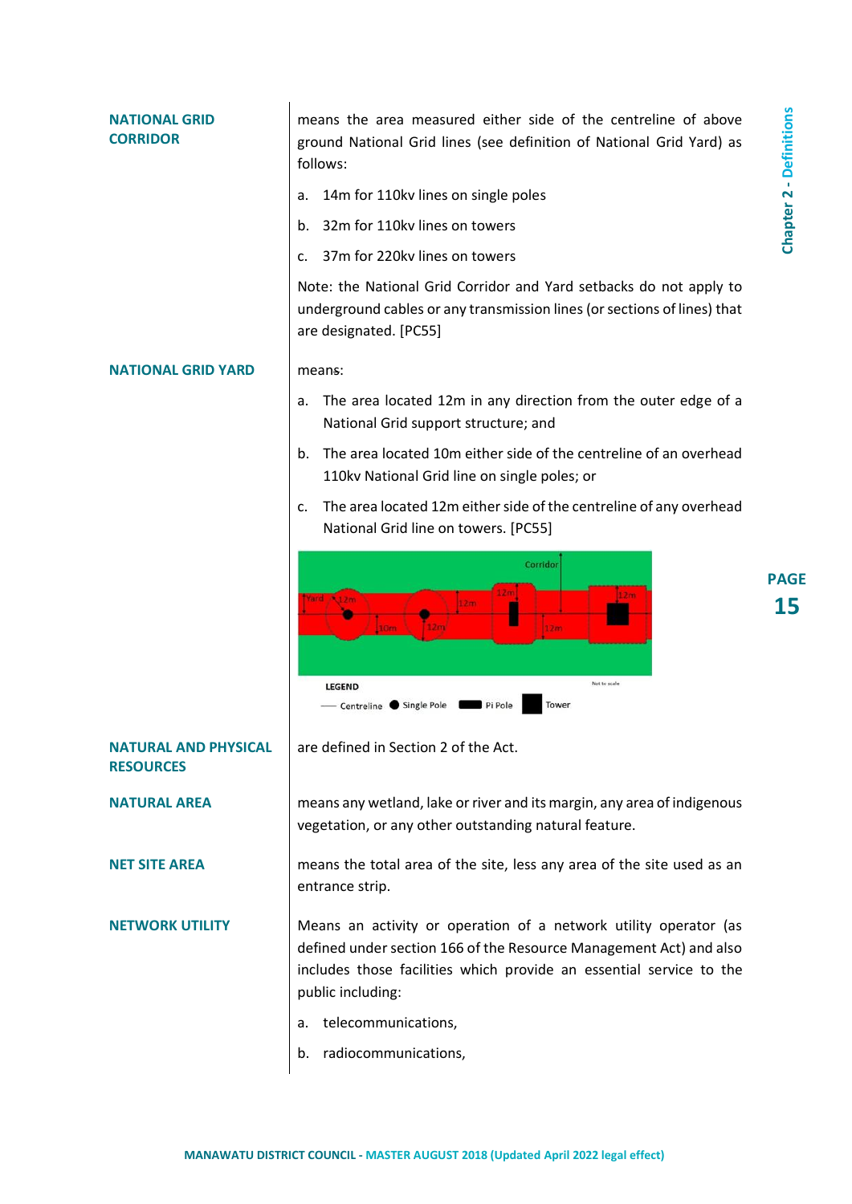**NATIONAL GRID CORRIDOR**

means the area measured either side of the centreline of above ground National Grid lines (see definition of National Grid Yard) as follows:

a. 14m for 110kv lines on single poles

b. 32m for 110kv lines on towers

c. 37m for 220kv lines on towers

Note: the National Grid Corridor and Yard setbacks do not apply to underground cables or any transmission lines (or sections of lines) that are designated. [PC55]

**NATIONAL GRID YARD**

means:

a. The area located 12m in any direction from the outer edge of a National Grid support structure; and

b. The area located 10m either side of the centreline of an overhead 110kv National Grid line on single poles; or

c. The area located 12m either side of the centreline of any overhead National Grid line on towers. [PC55]

**NATURAL AND PHYSICAL RESOURCES**

are defined in Section 2 of the Act.

**NATURAL AREA**

means any wetland, lake or river and its margin, any area of indigenous vegetation, or any other outstanding natural feature.

**NET SITE AREA**

means the total area of the site, less any area of the site used as an entrance strip.

**NETWORK UTILITY**

Means an activity or operation of a network utility operator (as defined under section 166 of the Resource Management Act) and also includes those facilities which provide an essential service to the public including:

a. telecommunications,

b. radiocommunications,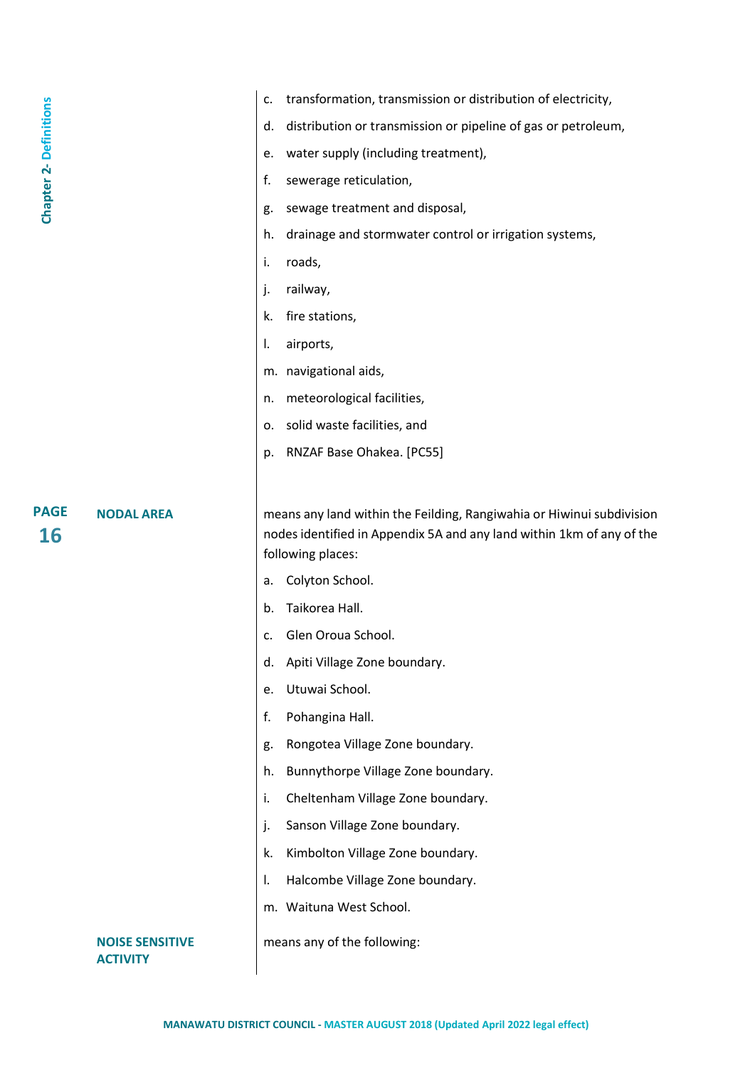c. transformation, transmission or distribution of electricity,

d. distribution or transmission or pipeline of gas or petroleum,

e. water supply (including treatment),

f. sewerage reticulation,

g. sewage treatment and disposal,

h. drainage and stormwater control or irrigation systems,

i. roads,

j. railway,

k. fire stations,

l. airports,

m. navigational aids,

n. meteorological facilities,

o. solid waste facilities, and

p. RNZAF Base Ohakea. [PC55]

**NODAL AREA**

means any land within the Feilding, Rangiwahia or Hiwinui subdivision nodes identified in Appendix 5A and any land within 1km of any of the following places:

a. Colyton School.

b. Taikorea Hall.

c. Glen Oroua School.

d. Apiti Village Zone boundary.

e. Utuwai School.

f. Pohangina Hall.

g. Rongotea Village Zone boundary.

h. Bunnythorpe Village Zone boundary.

i. Cheltenham Village Zone boundary.

j. Sanson Village Zone boundary.

k. Kimbolton Village Zone boundary.

l. Halcombe Village Zone boundary.

m. Waituna West School.

**NOISE SENSITIVE ACTIVITY**

means any of the following: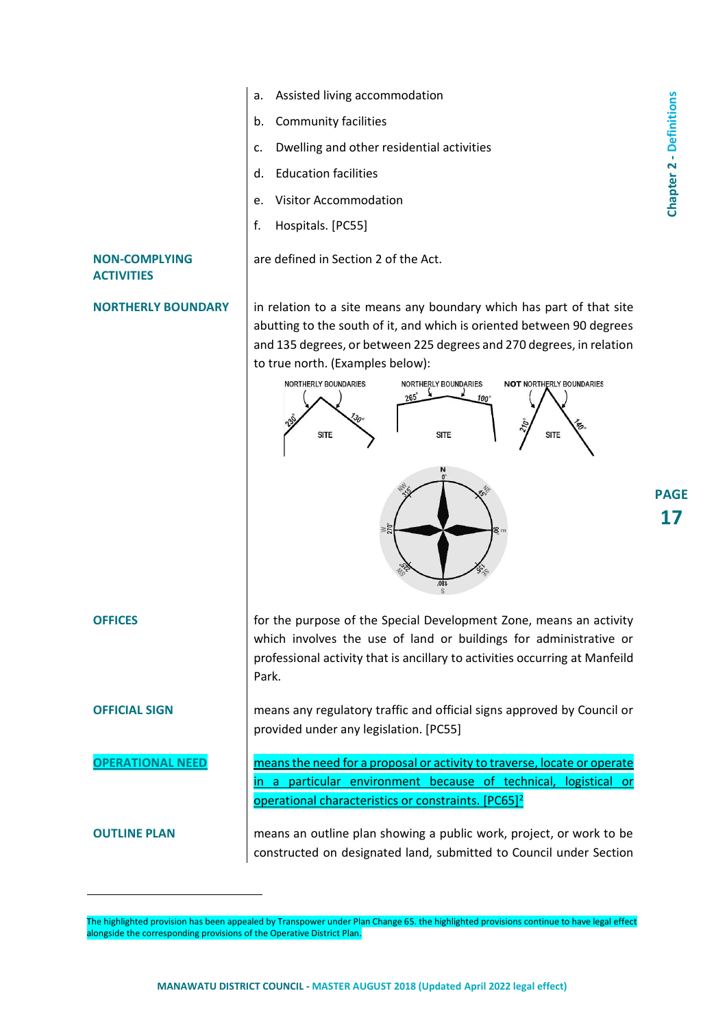a. Assisted living accommodation

b. Community facilities

c. Dwelling and other residential activities

d. Education facilities

e. Visitor Accommodation

f. Hospitals. [PC55]

**NON-COMPLYING ACTIVITIES**

are defined in Section 2 of the Act.

**NORTHERLY BOUNDARY**

in relation to a site means any boundary which has part of that site abutting to the south of it, and which is oriented between 90 degrees and 135 degrees, or between 225 degrees and 270 degrees, in relation to true north. (Examples below):

NORTHERLY BOUNDARIES — 230°, 130° — SITE

NORTHERLY BOUNDARIES — 265°, 100° — SITE

**NOT** NORTHERLY BOUNDARIES — 210°, 140° — SITE

**OFFICES**

for the purpose of the Special Development Zone, means an activity which involves the use of land or buildings for administrative or professional activity that is ancillary to activities occurring at Manfeild Park.

**OFFICIAL SIGN**

means any regulatory traffic and official signs approved by Council or provided under any legislation. [PC55]

**OPERATIONAL NEED**

means the need for a proposal or activity to traverse, locate or operate in a particular environment because of technical, logistical or operational characteristics or constraints. [PC65][2]

**OUTLINE PLAN**

means an outline plan showing a public work, project, or work to be constructed on designated land, submitted to Council under Section

---

[2] The highlighted provision has been appealed by Transpower under Plan Change 65. the highlighted provisions continue to have legal effect alongside the corresponding provisions of the Operative District Plan.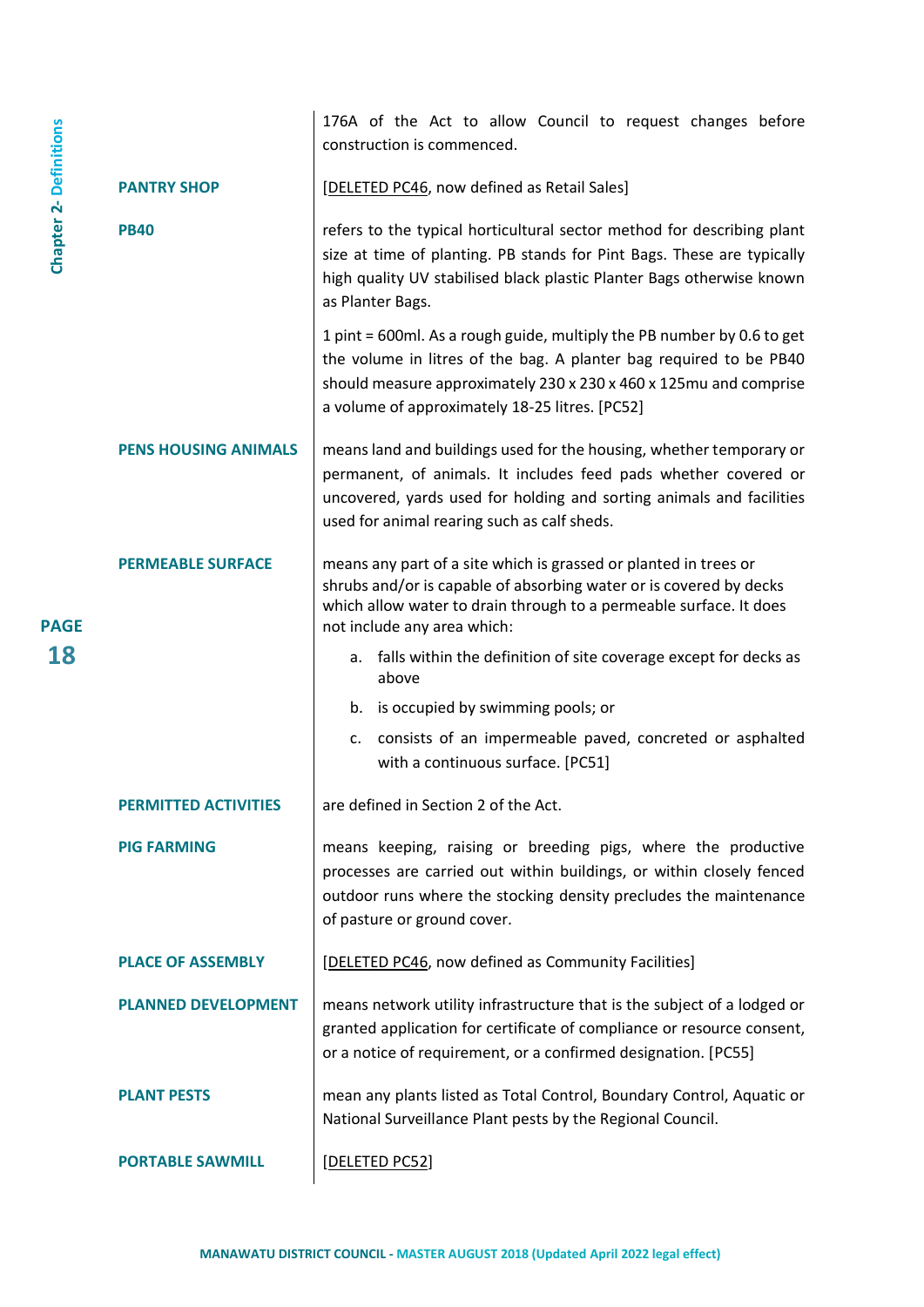176A of the Act to allow Council to request changes before construction is commenced.

**PANTRY SHOP**

[DELETED PC46, now defined as Retail Sales]

**PB40**

refers to the typical horticultural sector method for describing plant size at time of planting. PB stands for Pint Bags. These are typically high quality UV stabilised black plastic Planter Bags otherwise known as Planter Bags.

1 pint = 600ml. As a rough guide, multiply the PB number by 0.6 to get the volume in litres of the bag. A planter bag required to be PB40 should measure approximately 230 x 230 x 460 x 125mu and comprise a volume of approximately 18-25 litres. [PC52]

**PENS HOUSING ANIMALS**

means land and buildings used for the housing, whether temporary or permanent, of animals. It includes feed pads whether covered or uncovered, yards used for holding and sorting animals and facilities used for animal rearing such as calf sheds.

**PERMEABLE SURFACE**

means any part of a site which is grassed or planted in trees or shrubs and/or is capable of absorbing water or is covered by decks which allow water to drain through to a permeable surface. It does not include any area which:

a. falls within the definition of site coverage except for decks as above
b. is occupied by swimming pools; or
c. consists of an impermeable paved, concreted or asphalted with a continuous surface. [PC51]

**PERMITTED ACTIVITIES**

are defined in Section 2 of the Act.

**PIG FARMING**

means keeping, raising or breeding pigs, where the productive processes are carried out within buildings, or within closely fenced outdoor runs where the stocking density precludes the maintenance of pasture or ground cover.

**PLACE OF ASSEMBLY**

[DELETED PC46, now defined as Community Facilities]

**PLANNED DEVELOPMENT**

means network utility infrastructure that is the subject of a lodged or granted application for certificate of compliance or resource consent, or a notice of requirement, or a confirmed designation. [PC55]

**PLANT PESTS**

mean any plants listed as Total Control, Boundary Control, Aquatic or National Surveillance Plant pests by the Regional Council.

**PORTABLE SAWMILL**

[DELETED PC52]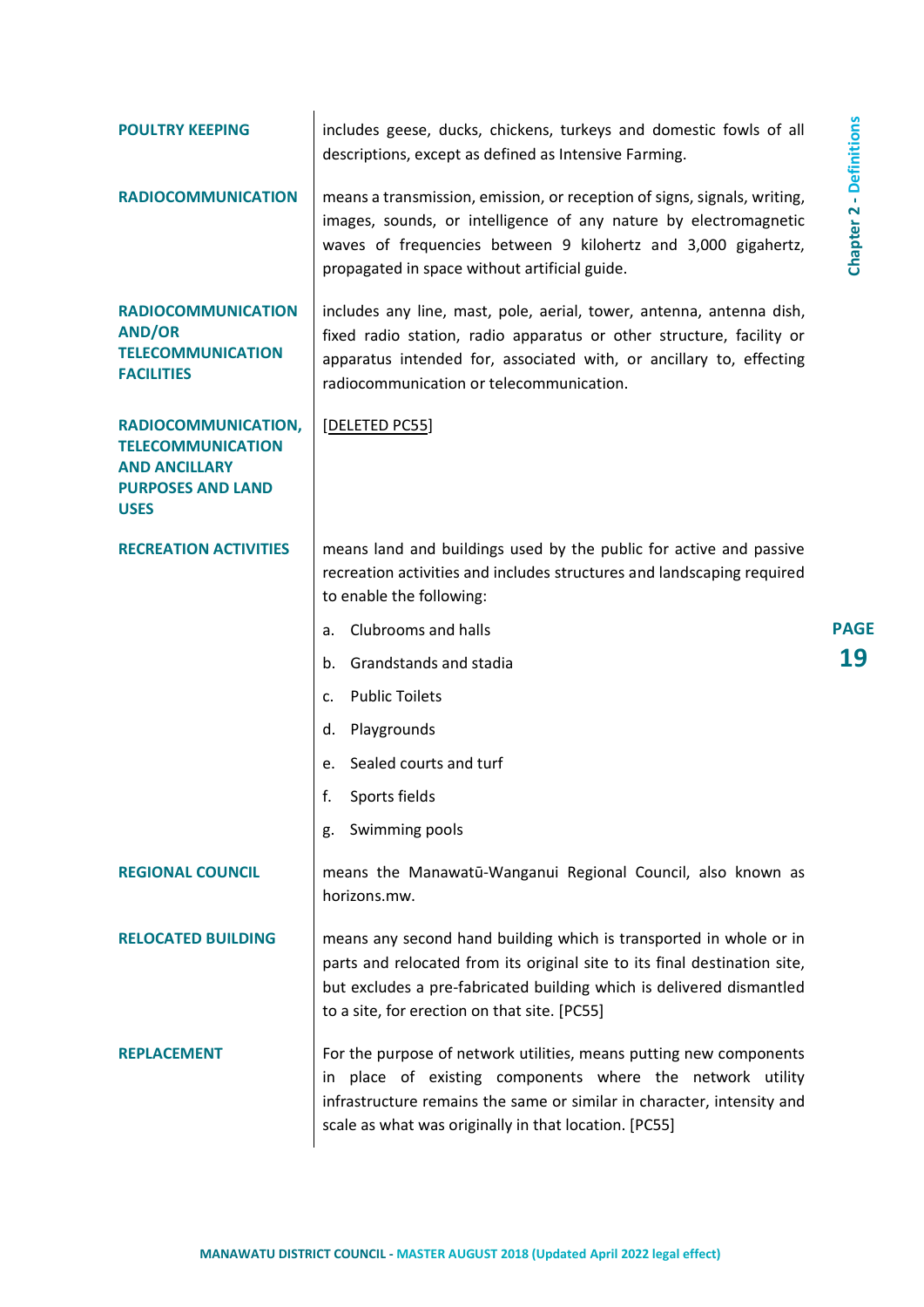**POULTRY KEEPING** includes geese, ducks, chickens, turkeys and domestic fowls of all descriptions, except as defined as Intensive Farming.

**RADIOCOMMUNICATION** means a transmission, emission, or reception of signs, signals, writing, images, sounds, or intelligence of any nature by electromagnetic waves of frequencies between 9 kilohertz and 3,000 gigahertz, propagated in space without artificial guide.

**RADIOCOMMUNICATION AND/OR TELECOMMUNICATION FACILITIES** includes any line, mast, pole, aerial, tower, antenna, antenna dish, fixed radio station, radio apparatus or other structure, facility or apparatus intended for, associated with, or ancillary to, effecting radiocommunication or telecommunication.

**RADIOCOMMUNICATION, TELECOMMUNICATION AND ANCILLARY PURPOSES AND LAND USES** [DELETED PC55]

**RECREATION ACTIVITIES** means land and buildings used by the public for active and passive recreation activities and includes structures and landscaping required to enable the following:

a. Clubrooms and halls

b. Grandstands and stadia

c. Public Toilets

d. Playgrounds

e. Sealed courts and turf

f. Sports fields

g. Swimming pools

**REGIONAL COUNCIL** means the Manawatū-Wanganui Regional Council, also known as horizons.mw.

**RELOCATED BUILDING** means any second hand building which is transported in whole or in parts and relocated from its original site to its final destination site, but excludes a pre-fabricated building which is delivered dismantled to a site, for erection on that site. [PC55]

**REPLACEMENT** For the purpose of network utilities, means putting new components in place of existing components where the network utility infrastructure remains the same or similar in character, intensity and scale as what was originally in that location. [PC55]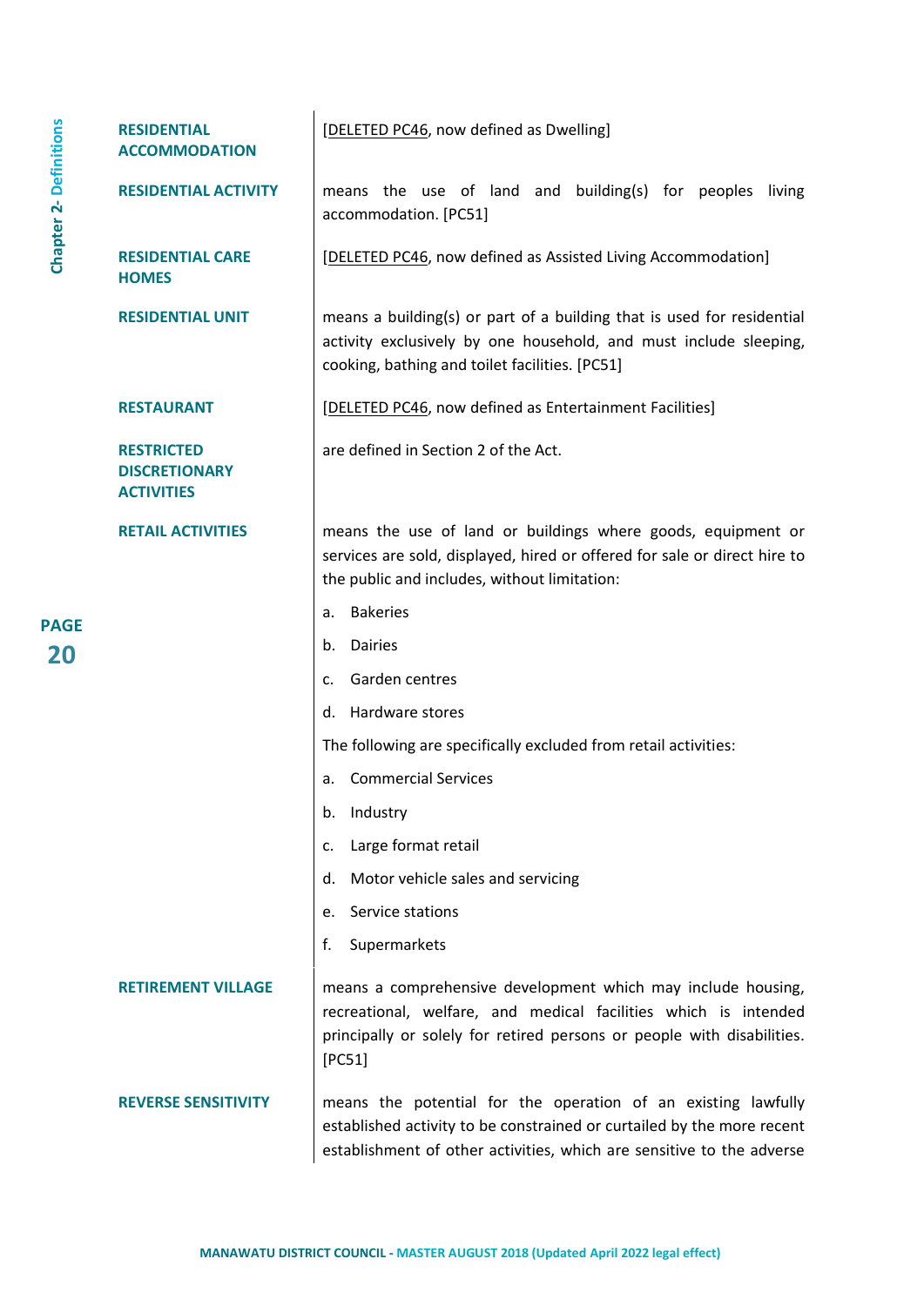**RESIDENTIAL ACCOMMODATION**

[DELETED PC46, now defined as Dwelling]

**RESIDENTIAL ACTIVITY**

means the use of land and building(s) for peoples living accommodation. [PC51]

**RESIDENTIAL CARE HOMES**

[DELETED PC46, now defined as Assisted Living Accommodation]

**RESIDENTIAL UNIT**

means a building(s) or part of a building that is used for residential activity exclusively by one household, and must include sleeping, cooking, bathing and toilet facilities. [PC51]

**RESTAURANT**

[DELETED PC46, now defined as Entertainment Facilities]

**RESTRICTED DISCRETIONARY ACTIVITIES**

are defined in Section 2 of the Act.

**RETAIL ACTIVITIES**

means the use of land or buildings where goods, equipment or services are sold, displayed, hired or offered for sale or direct hire to the public and includes, without limitation:

a. Bakeries

b. Dairies

c. Garden centres

d. Hardware stores

The following are specifically excluded from retail activities:

a. Commercial Services

b. Industry

c. Large format retail

d. Motor vehicle sales and servicing

e. Service stations

f. Supermarkets

**RETIREMENT VILLAGE**

means a comprehensive development which may include housing, recreational, welfare, and medical facilities which is intended principally or solely for retired persons or people with disabilities. [PC51]

**REVERSE SENSITIVITY**

means the potential for the operation of an existing lawfully established activity to be constrained or curtailed by the more recent establishment of other activities, which are sensitive to the adverse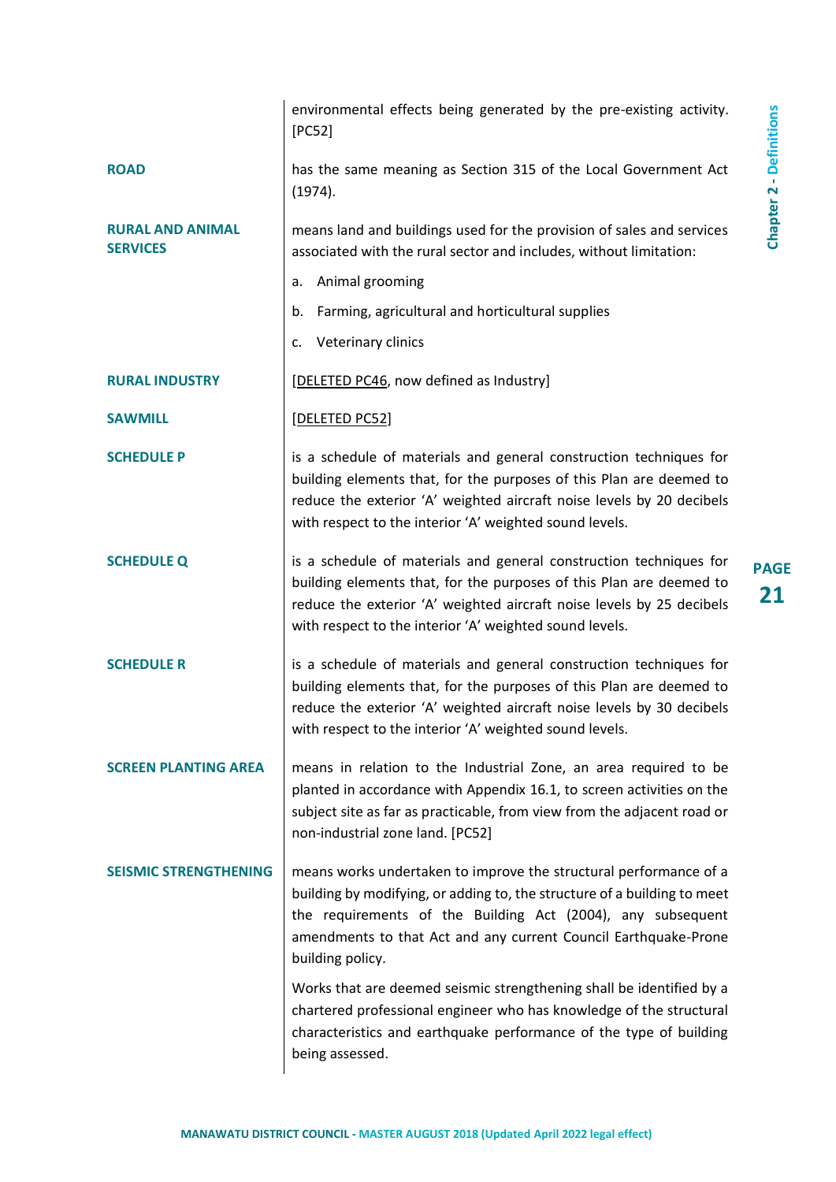environmental effects being generated by the pre-existing activity. [PC52]

**ROAD**

has the same meaning as Section 315 of the Local Government Act (1974).

**RURAL AND ANIMAL SERVICES**

means land and buildings used for the provision of sales and services associated with the rural sector and includes, without limitation:

a. Animal grooming
b. Farming, agricultural and horticultural supplies
c. Veterinary clinics

**RURAL INDUSTRY**

[DELETED PC46, now defined as Industry]

**SAWMILL**

[DELETED PC52]

**SCHEDULE P**

is a schedule of materials and general construction techniques for building elements that, for the purposes of this Plan are deemed to reduce the exterior 'A' weighted aircraft noise levels by 20 decibels with respect to the interior 'A' weighted sound levels.

**SCHEDULE Q**

is a schedule of materials and general construction techniques for building elements that, for the purposes of this Plan are deemed to reduce the exterior 'A' weighted aircraft noise levels by 25 decibels with respect to the interior 'A' weighted sound levels.

**SCHEDULE R**

is a schedule of materials and general construction techniques for building elements that, for the purposes of this Plan are deemed to reduce the exterior 'A' weighted aircraft noise levels by 30 decibels with respect to the interior 'A' weighted sound levels.

**SCREEN PLANTING AREA**

means in relation to the Industrial Zone, an area required to be planted in accordance with Appendix 16.1, to screen activities on the subject site as far as practicable, from view from the adjacent road or non-industrial zone land. [PC52]

**SEISMIC STRENGTHENING**

means works undertaken to improve the structural performance of a building by modifying, or adding to, the structure of a building to meet the requirements of the Building Act (2004), any subsequent amendments to that Act and any current Council Earthquake-Prone building policy.

Works that are deemed seismic strengthening shall be identified by a chartered professional engineer who has knowledge of the structural characteristics and earthquake performance of the type of building being assessed.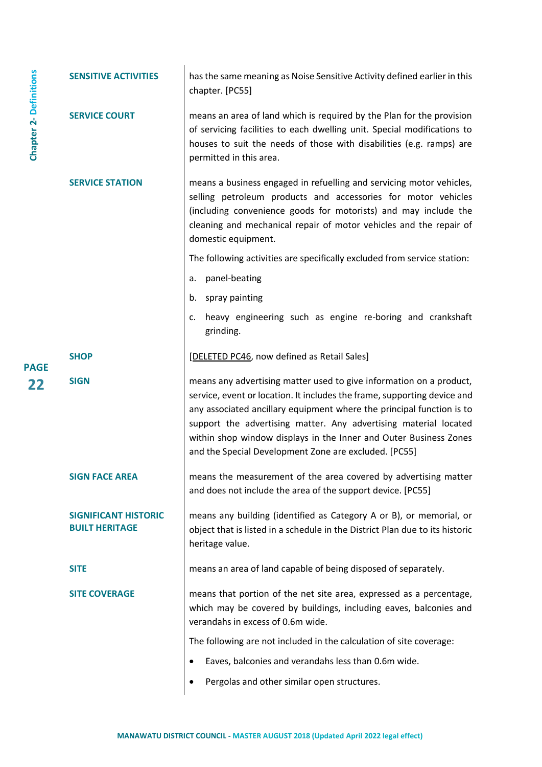**SENSITIVE ACTIVITIES**

has the same meaning as Noise Sensitive Activity defined earlier in this chapter. [PC55]

**SERVICE COURT**

means an area of land which is required by the Plan for the provision of servicing facilities to each dwelling unit. Special modifications to houses to suit the needs of those with disabilities (e.g. ramps) are permitted in this area.

**SERVICE STATION**

means a business engaged in refuelling and servicing motor vehicles, selling petroleum products and accessories for motor vehicles (including convenience goods for motorists) and may include the cleaning and mechanical repair of motor vehicles and the repair of domestic equipment.

The following activities are specifically excluded from service station:

a. panel-beating

b. spray painting

c. heavy engineering such as engine re-boring and crankshaft grinding.

**SHOP**

[DELETED PC46, now defined as Retail Sales]

**SIGN**

means any advertising matter used to give information on a product, service, event or location. It includes the frame, supporting device and any associated ancillary equipment where the principal function is to support the advertising matter. Any advertising material located within shop window displays in the Inner and Outer Business Zones and the Special Development Zone are excluded. [PC55]

**SIGN FACE AREA**

means the measurement of the area covered by advertising matter and does not include the area of the support device. [PC55]

**SIGNIFICANT HISTORIC BUILT HERITAGE**

means any building (identified as Category A or B), or memorial, or object that is listed in a schedule in the District Plan due to its historic heritage value.

**SITE**

means an area of land capable of being disposed of separately.

**SITE COVERAGE**

means that portion of the net site area, expressed as a percentage, which may be covered by buildings, including eaves, balconies and verandahs in excess of 0.6m wide.

The following are not included in the calculation of site coverage:

- Eaves, balconies and verandahs less than 0.6m wide.
- Pergolas and other similar open structures.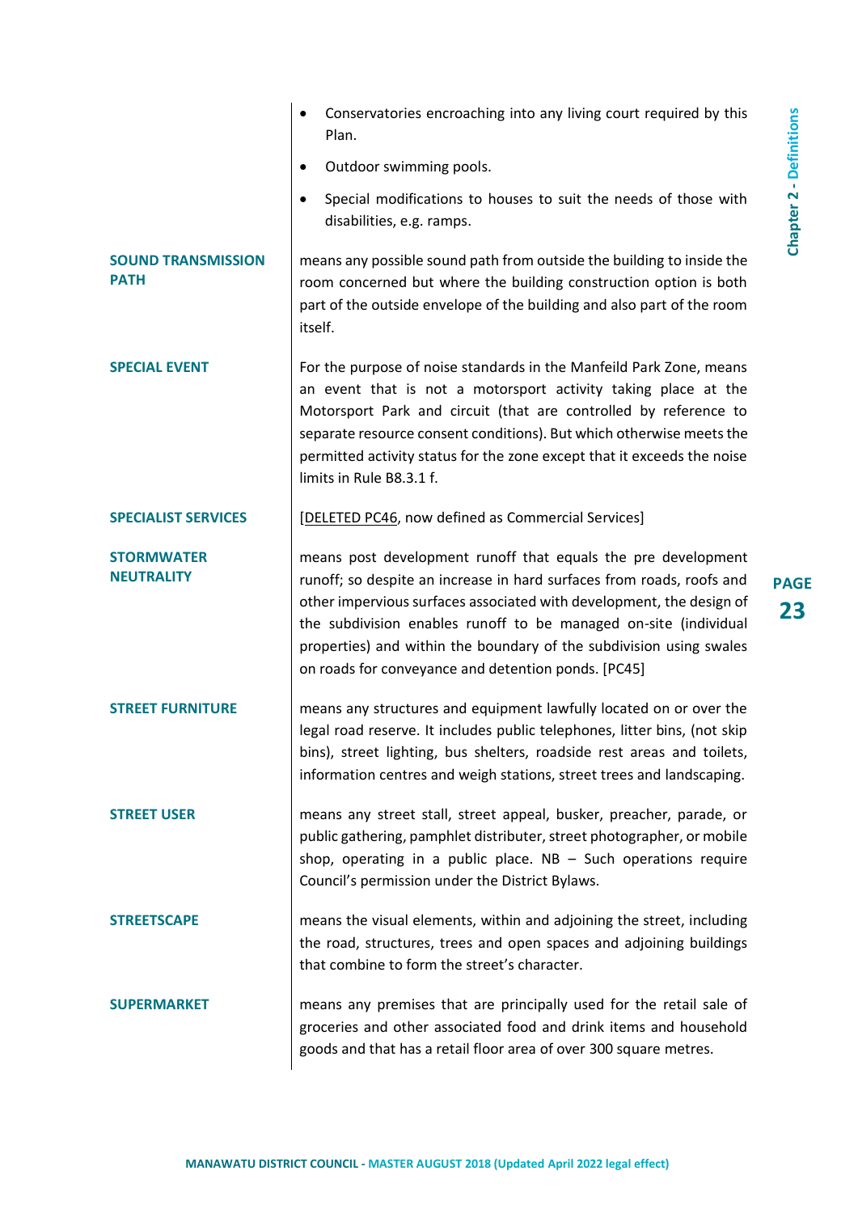- Conservatories encroaching into any living court required by this Plan.
- Outdoor swimming pools.
- Special modifications to houses to suit the needs of those with disabilities, e.g. ramps.

**SOUND TRANSMISSION PATH**

means any possible sound path from outside the building to inside the room concerned but where the building construction option is both part of the outside envelope of the building and also part of the room itself.

**SPECIAL EVENT**

For the purpose of noise standards in the Manfeild Park Zone, means an event that is not a motorsport activity taking place at the Motorsport Park and circuit (that are controlled by reference to separate resource consent conditions). But which otherwise meets the permitted activity status for the zone except that it exceeds the noise limits in Rule B8.3.1 f.

**SPECIALIST SERVICES**

[DELETED PC46, now defined as Commercial Services]

**STORMWATER NEUTRALITY**

means post development runoff that equals the pre development runoff; so despite an increase in hard surfaces from roads, roofs and other impervious surfaces associated with development, the design of the subdivision enables runoff to be managed on-site (individual properties) and within the boundary of the subdivision using swales on roads for conveyance and detention ponds. [PC45]

**STREET FURNITURE**

means any structures and equipment lawfully located on or over the legal road reserve. It includes public telephones, litter bins, (not skip bins), street lighting, bus shelters, roadside rest areas and toilets, information centres and weigh stations, street trees and landscaping.

**STREET USER**

means any street stall, street appeal, busker, preacher, parade, or public gathering, pamphlet distributer, street photographer, or mobile shop, operating in a public place. NB – Such operations require Council's permission under the District Bylaws.

**STREETSCAPE**

means the visual elements, within and adjoining the street, including the road, structures, trees and open spaces and adjoining buildings that combine to form the street's character.

**SUPERMARKET**

means any premises that are principally used for the retail sale of groceries and other associated food and drink items and household goods and that has a retail floor area of over 300 square metres.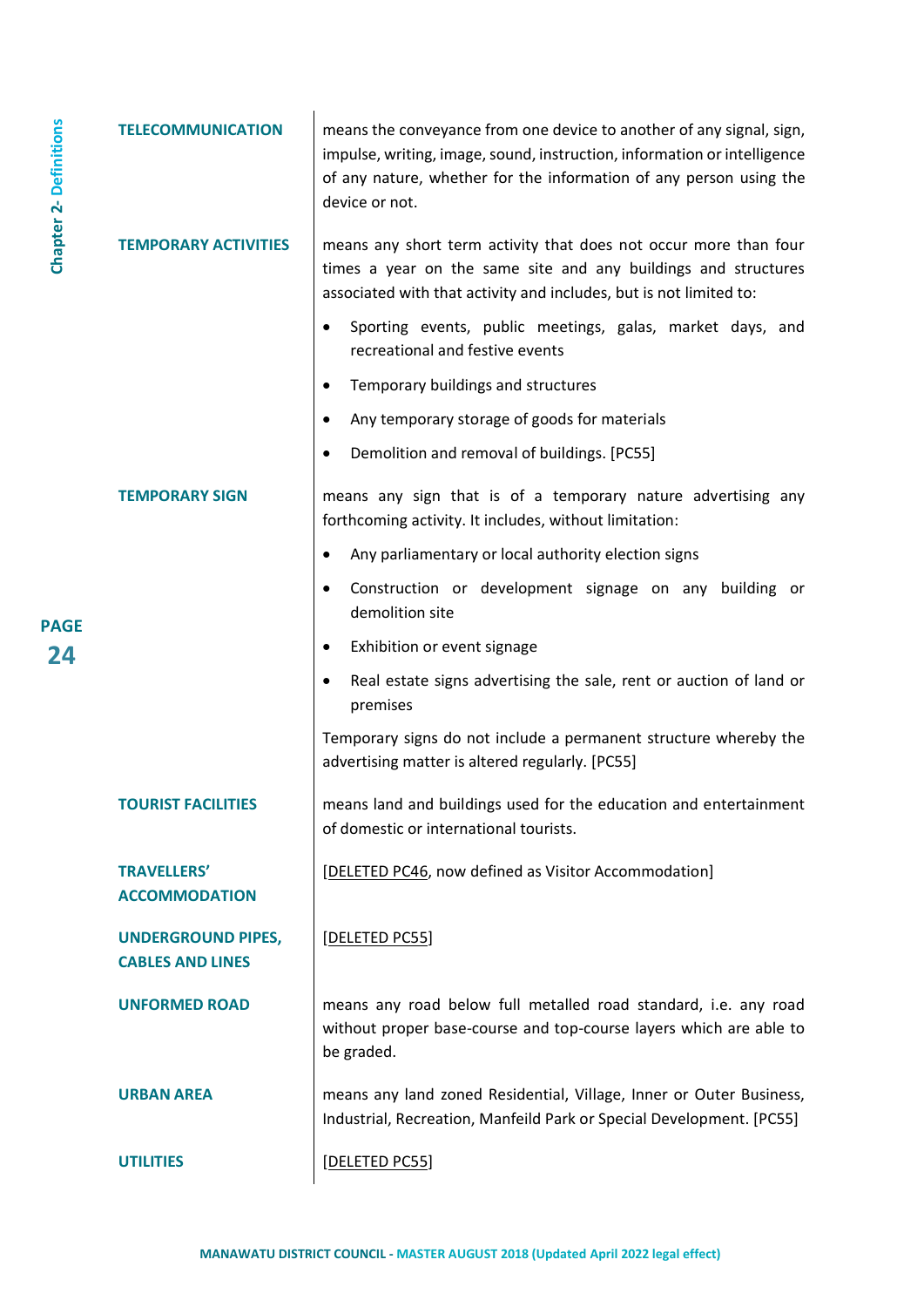**TELECOMMUNICATION**

means the conveyance from one device to another of any signal, sign, impulse, writing, image, sound, instruction, information or intelligence of any nature, whether for the information of any person using the device or not.

**TEMPORARY ACTIVITIES**

means any short term activity that does not occur more than four times a year on the same site and any buildings and structures associated with that activity and includes, but is not limited to:

- Sporting events, public meetings, galas, market days, and recreational and festive events
- Temporary buildings and structures
- Any temporary storage of goods for materials
- Demolition and removal of buildings. [PC55]

**TEMPORARY SIGN**

means any sign that is of a temporary nature advertising any forthcoming activity. It includes, without limitation:

- Any parliamentary or local authority election signs
- Construction or development signage on any building or demolition site
- Exhibition or event signage
- Real estate signs advertising the sale, rent or auction of land or premises

Temporary signs do not include a permanent structure whereby the advertising matter is altered regularly. [PC55]

**TOURIST FACILITIES**

means land and buildings used for the education and entertainment of domestic or international tourists.

**TRAVELLERS' ACCOMMODATION**

[DELETED PC46, now defined as Visitor Accommodation]

**UNDERGROUND PIPES, CABLES AND LINES**

[DELETED PC55]

**UNFORMED ROAD**

means any road below full metalled road standard, i.e. any road without proper base-course and top-course layers which are able to be graded.

**URBAN AREA**

means any land zoned Residential, Village, Inner or Outer Business, Industrial, Recreation, Manfeild Park or Special Development. [PC55]

**UTILITIES**

[DELETED PC55]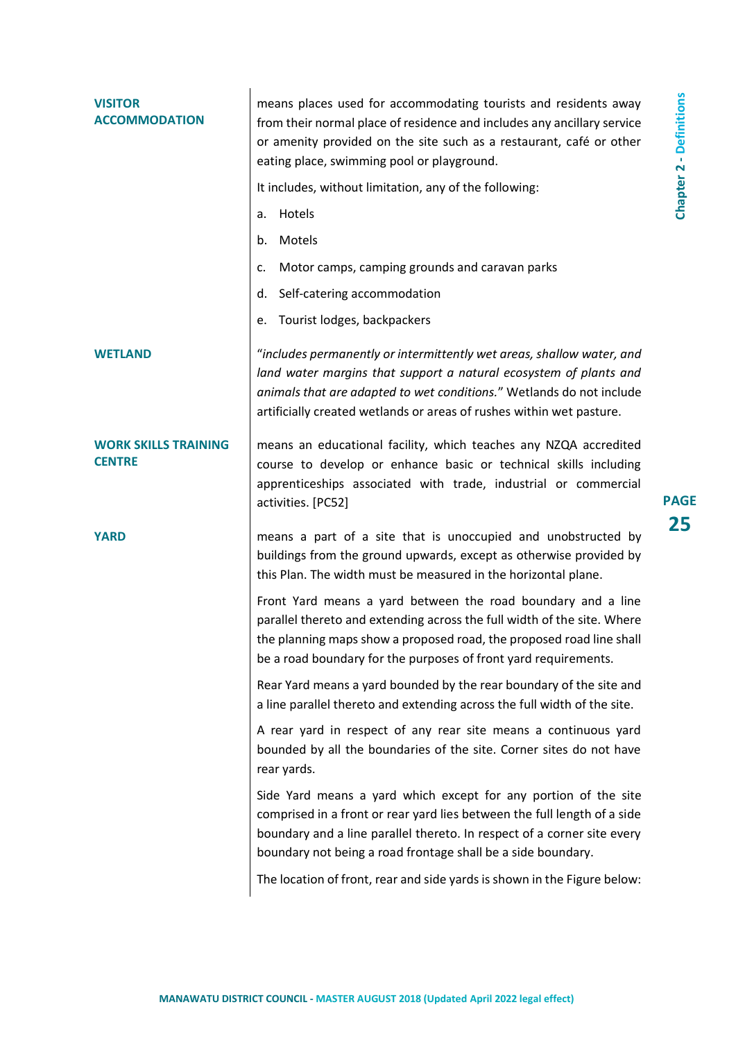**VISITOR ACCOMMODATION**

means places used for accommodating tourists and residents away from their normal place of residence and includes any ancillary service or amenity provided on the site such as a restaurant, café or other eating place, swimming pool or playground.

It includes, without limitation, any of the following:

a. Hotels

b. Motels

c. Motor camps, camping grounds and caravan parks

d. Self-catering accommodation

e. Tourist lodges, backpackers

**WETLAND**

"*includes permanently or intermittently wet areas, shallow water, and land water margins that support a natural ecosystem of plants and animals that are adapted to wet conditions.*" Wetlands do not include artificially created wetlands or areas of rushes within wet pasture.

**WORK SKILLS TRAINING CENTRE**

means an educational facility, which teaches any NZQA accredited course to develop or enhance basic or technical skills including apprenticeships associated with trade, industrial or commercial activities. [PC52]

**YARD**

means a part of a site that is unoccupied and unobstructed by buildings from the ground upwards, except as otherwise provided by this Plan. The width must be measured in the horizontal plane.

Front Yard means a yard between the road boundary and a line parallel thereto and extending across the full width of the site. Where the planning maps show a proposed road, the proposed road line shall be a road boundary for the purposes of front yard requirements.

Rear Yard means a yard bounded by the rear boundary of the site and a line parallel thereto and extending across the full width of the site.

A rear yard in respect of any rear site means a continuous yard bounded by all the boundaries of the site. Corner sites do not have rear yards.

Side Yard means a yard which except for any portion of the site comprised in a front or rear yard lies between the full length of a side boundary and a line parallel thereto. In respect of a corner site every boundary not being a road frontage shall be a side boundary.

The location of front, rear and side yards is shown in the Figure below: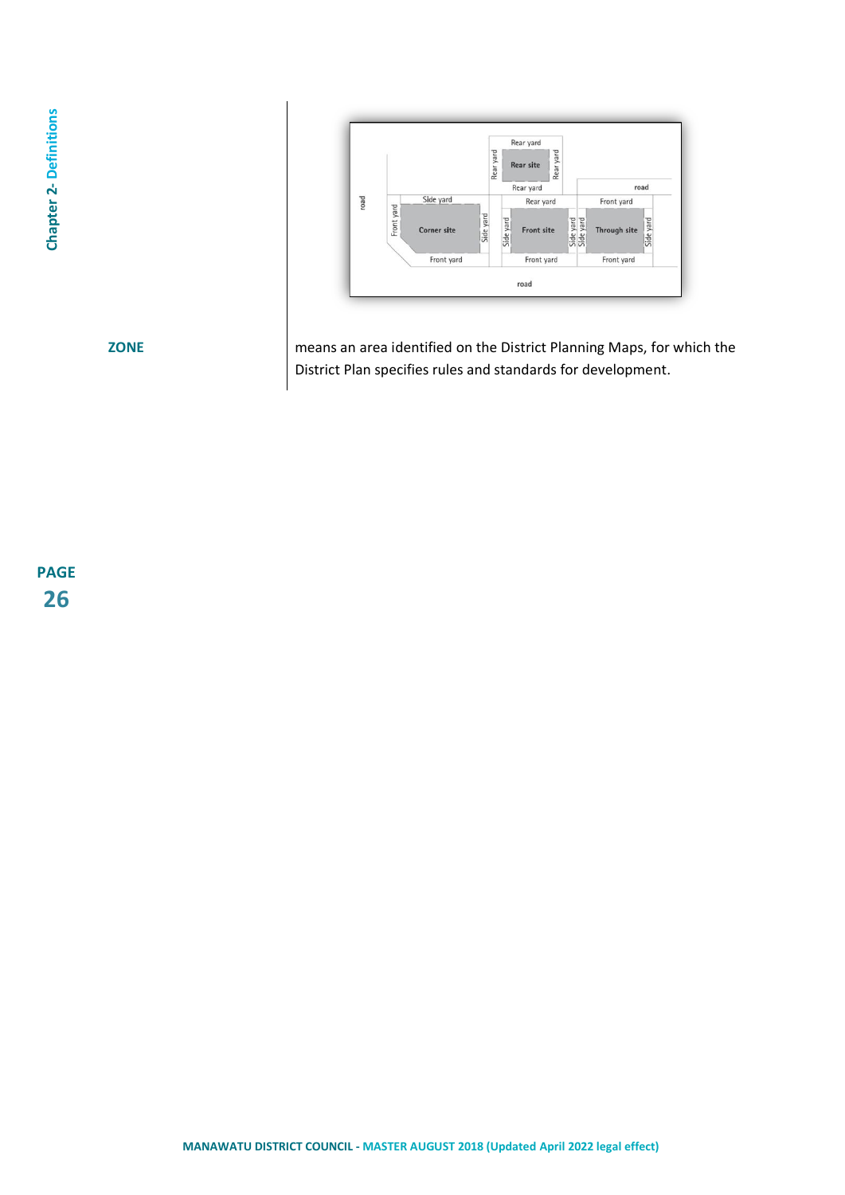road

Rear yard

Rear yard

Rear site

Rear yard

Rear yard

road

Side yard

Rear yard

Front yard

Front yard

Corner site

Side yard

Side yard

Front site

Side yard

Side yard

Through site

Side yard

Front yard

Front yard

Front yard

road

**ZONE**

means an area identified on the District Planning Maps, for which the District Plan specifies rules and standards for development.